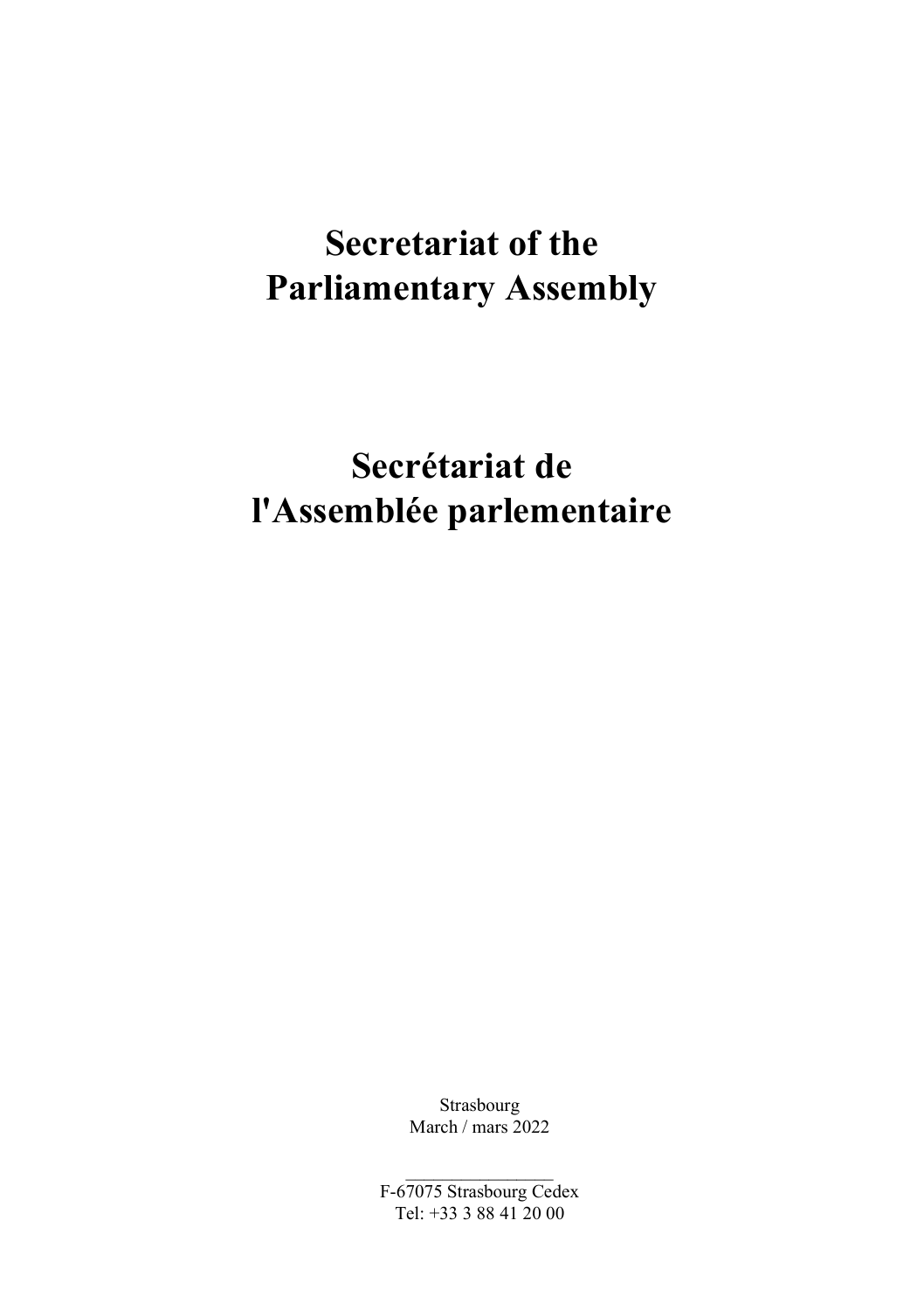# Secretariat of the Parliamentary Assembly

# Secrétariat de l'Assemblée parlementaire

Strasbourg
March / mars 2022

F-67075 Strasbourg Cedex
Tel: +33 3 88 41 20 00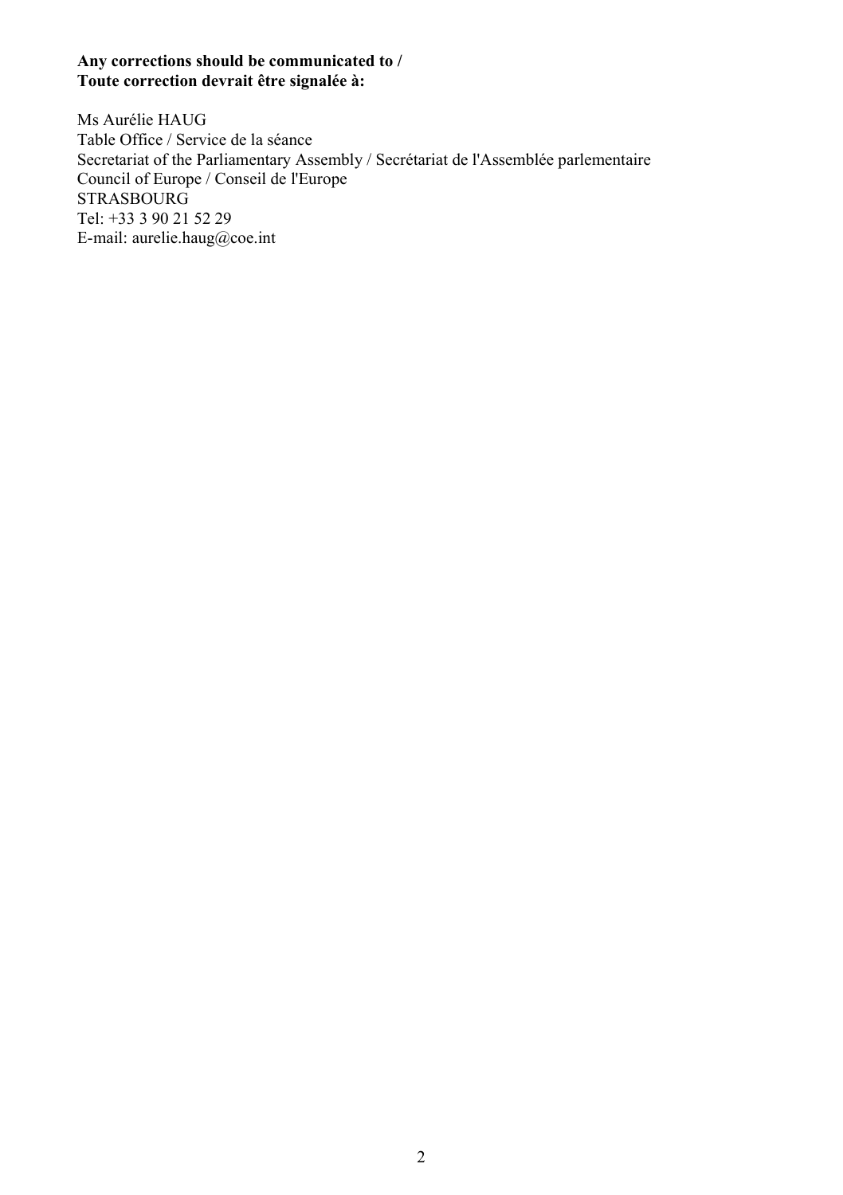**Any corrections should be communicated to /**
**Toute correction devrait être signalée à:**

Ms Aurélie HAUG
Table Office / Service de la séance
Secretariat of the Parliamentary Assembly / Secrétariat de l'Assemblée parlementaire
Council of Europe / Conseil de l'Europe
STRASBOURG
Tel: +33 3 90 21 52 29
E-mail: aurelie.haug@coe.int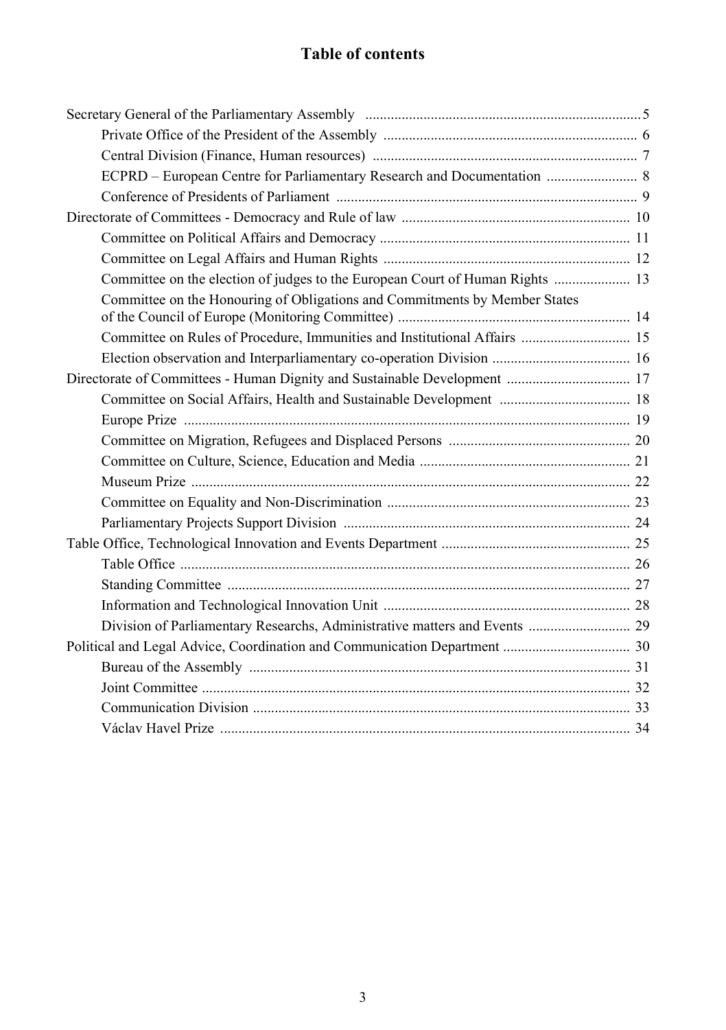# Table of contents

- Secretary General of the Parliamentary Assembly ... 5
  - Private Office of the President of the Assembly ... 6
  - Central Division (Finance, Human resources) ... 7
  - ECPRD – European Centre for Parliamentary Research and Documentation ... 8
  - Conference of Presidents of Parliament ... 9
- Directorate of Committees - Democracy and Rule of law ... 10
  - Committee on Political Affairs and Democracy ... 11
  - Committee on Legal Affairs and Human Rights ... 12
  - Committee on the election of judges to the European Court of Human Rights ... 13
  - Committee on the Honouring of Obligations and Commitments by Member States of the Council of Europe (Monitoring Committee) ... 14
  - Committee on Rules of Procedure, Immunities and Institutional Affairs ... 15
  - Election observation and Interparliamentary co-operation Division ... 16
- Directorate of Committees - Human Dignity and Sustainable Development ... 17
  - Committee on Social Affairs, Health and Sustainable Development ... 18
  - Europe Prize ... 19
  - Committee on Migration, Refugees and Displaced Persons ... 20
  - Committee on Culture, Science, Education and Media ... 21
  - Museum Prize ... 22
  - Committee on Equality and Non-Discrimination ... 23
  - Parliamentary Projects Support Division ... 24
- Table Office, Technological Innovation and Events Department ... 25
  - Table Office ... 26
  - Standing Committee ... 27
  - Information and Technological Innovation Unit ... 28
  - Division of Parliamentary Researchs, Administrative matters and Events ... 29
- Political and Legal Advice, Coordination and Communication Department ... 30
  - Bureau of the Assembly ... 31
  - Joint Committee ... 32
  - Communication Division ... 33
  - Václav Havel Prize ... 34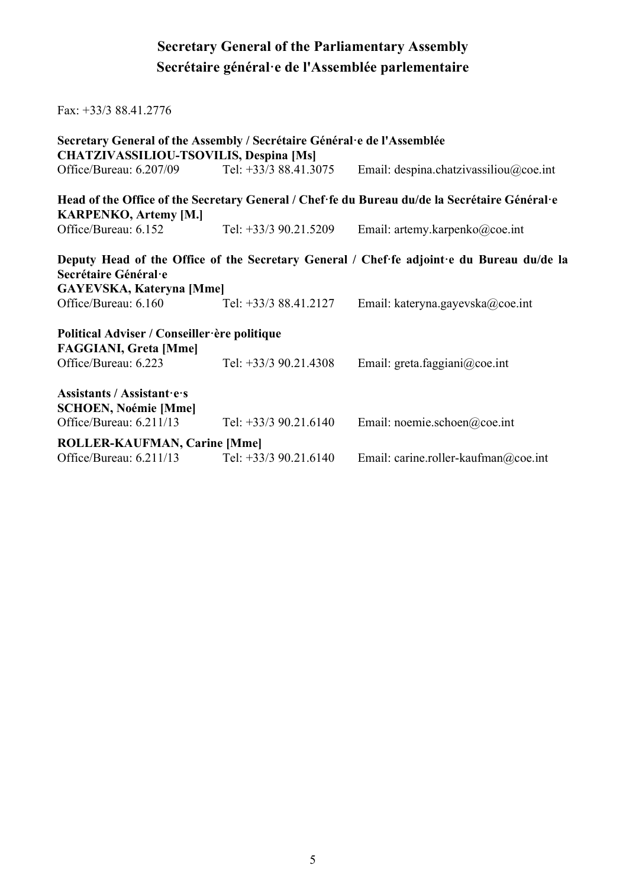## Secretary General of the Parliamentary Assembly
## Secrétaire général·e de l'Assemblée parlementaire

Fax: +33/3 88.41.2776

**Secretary General of the Assembly / Secrétaire Général·e de l'Assemblée**
**CHATZIVASSILIOU-TSOVILIS, Despina [Ms]**
Office/Bureau: 6.207/09 Tel: +33/3 88.41.3075 Email: despina.chatzivassiliou@coe.int

**Head of the Office of the Secretary General / Chef·fe du Bureau du/de la Secrétaire Général·e**
**KARPENKO, Artemy [M.]**
Office/Bureau: 6.152 Tel: +33/3 90.21.5209 Email: artemy.karpenko@coe.int

**Deputy Head of the Office of the Secretary General / Chef·fe adjoint·e du Bureau du/de la Secrétaire Général·e**
**GAYEVSKA, Kateryna [Mme]**
Office/Bureau: 6.160 Tel: +33/3 88.41.2127 Email: kateryna.gayevska@coe.int

**Political Adviser / Conseiller·ère politique**
**FAGGIANI, Greta [Mme]**
Office/Bureau: 6.223 Tel: +33/3 90.21.4308 Email: greta.faggiani@coe.int

**Assistants / Assistant·e·s**
**SCHOEN, Noémie [Mme]**
Office/Bureau: 6.211/13 Tel: +33/3 90.21.6140 Email: noemie.schoen@coe.int

**ROLLER-KAUFMAN, Carine [Mme]**
Office/Bureau: 6.211/13 Tel: +33/3 90.21.6140 Email: carine.roller-kaufman@coe.int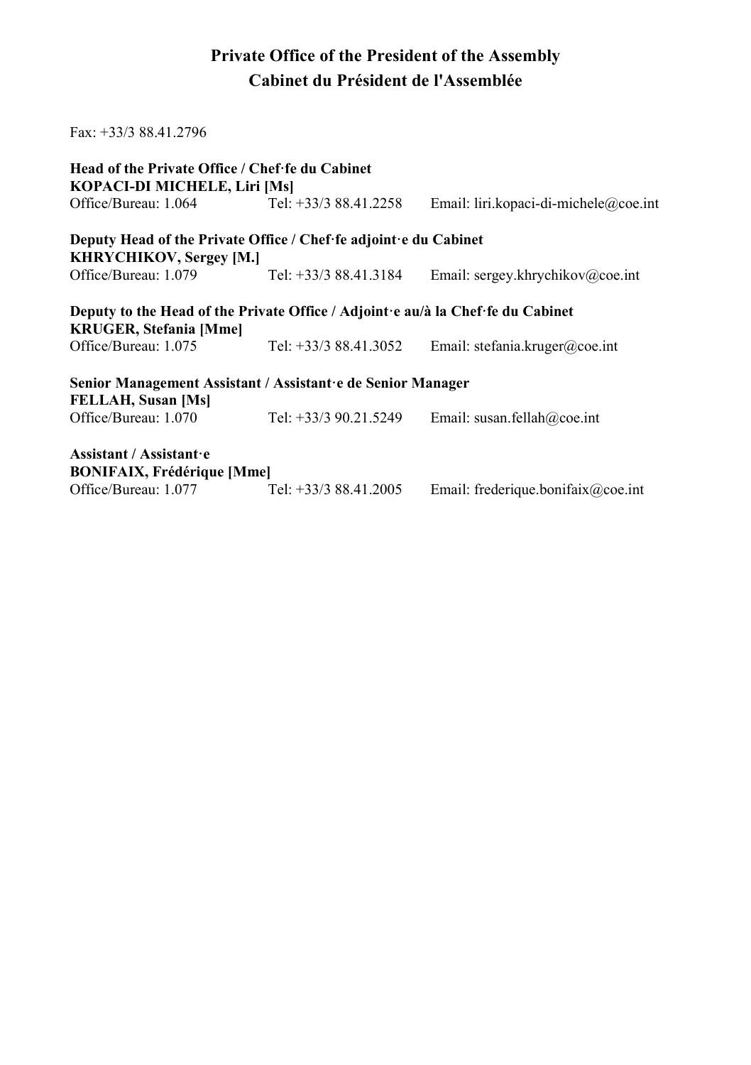# Private Office of the President of the Assembly
# Cabinet du Président de l'Assemblée

Fax: +33/3 88.41.2796

**Head of the Private Office / Chef·fe du Cabinet**
**KOPACI-DI MICHELE, Liri [Ms]**
Office/Bureau: 1.064 Tel: +33/3 88.41.2258 Email: liri.kopaci-di-michele@coe.int

**Deputy Head of the Private Office / Chef·fe adjoint·e du Cabinet**
**KHRYCHIKOV, Sergey [M.]**
Office/Bureau: 1.079 Tel: +33/3 88.41.3184 Email: sergey.khrychikov@coe.int

**Deputy to the Head of the Private Office / Adjoint·e au/à la Chef·fe du Cabinet**
**KRUGER, Stefania [Mme]**
Office/Bureau: 1.075 Tel: +33/3 88.41.3052 Email: stefania.kruger@coe.int

**Senior Management Assistant / Assistant·e de Senior Manager**
**FELLAH, Susan [Ms]**
Office/Bureau: 1.070 Tel: +33/3 90.21.5249 Email: susan.fellah@coe.int

**Assistant / Assistant·e**
**BONIFAIX, Frédérique [Mme]**
Office/Bureau: 1.077 Tel: +33/3 88.41.2005 Email: frederique.bonifaix@coe.int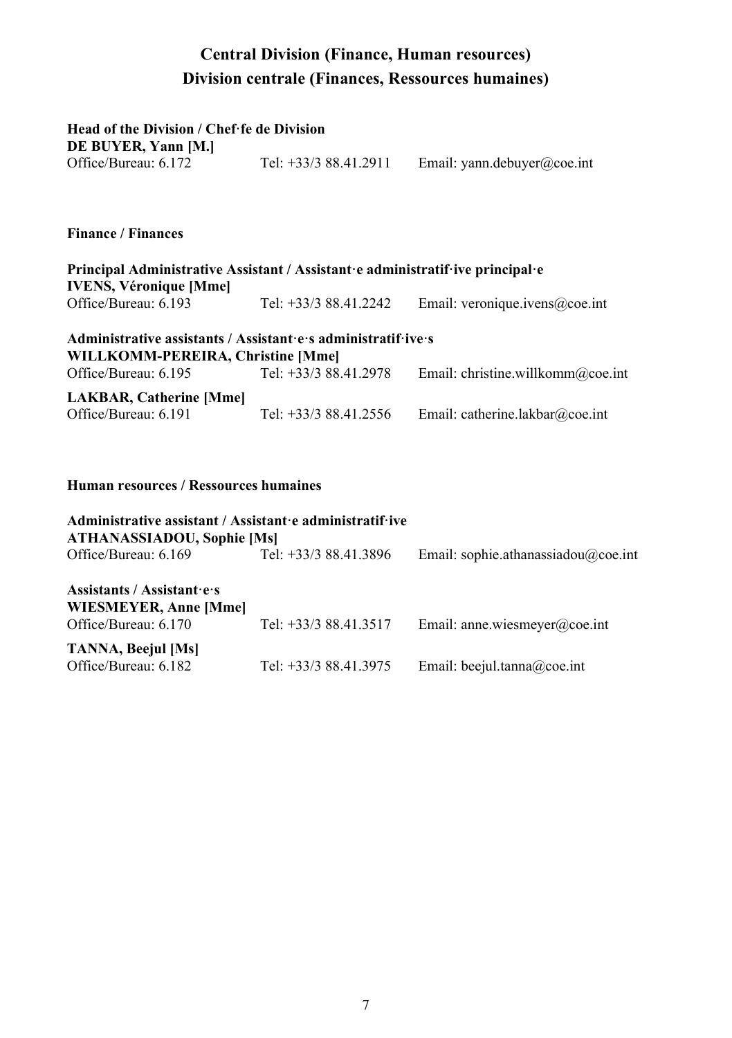# Central Division (Finance, Human resources)
# Division centrale (Finances, Ressources humaines)

**Head of the Division / Chef·fe de Division**
**DE BUYER, Yann [M.]**
Office/Bureau: 6.172 Tel: +33/3 88.41.2911 Email: yann.debuyer@coe.int

## Finance / Finances

**Principal Administrative Assistant / Assistant·e administratif·ive principal·e**
**IVENS, Véronique [Mme]**
Office/Bureau: 6.193 Tel: +33/3 88.41.2242 Email: veronique.ivens@coe.int

**Administrative assistants / Assistant·e·s administratif·ive·s**
**WILLKOMM-PEREIRA, Christine [Mme]**
Office/Bureau: 6.195 Tel: +33/3 88.41.2978 Email: christine.willkomm@coe.int

**LAKBAR, Catherine [Mme]**
Office/Bureau: 6.191 Tel: +33/3 88.41.2556 Email: catherine.lakbar@coe.int

## Human resources / Ressources humaines

**Administrative assistant / Assistant·e administratif·ive**
**ATHANASSIADOU, Sophie [Ms]**
Office/Bureau: 6.169 Tel: +33/3 88.41.3896 Email: sophie.athanassiadou@coe.int

**Assistants / Assistant·e·s**
**WIESMEYER, Anne [Mme]**
Office/Bureau: 6.170 Tel: +33/3 88.41.3517 Email: anne.wiesmeyer@coe.int

**TANNA, Beejul [Ms]**
Office/Bureau: 6.182 Tel: +33/3 88.41.3975 Email: beejul.tanna@coe.int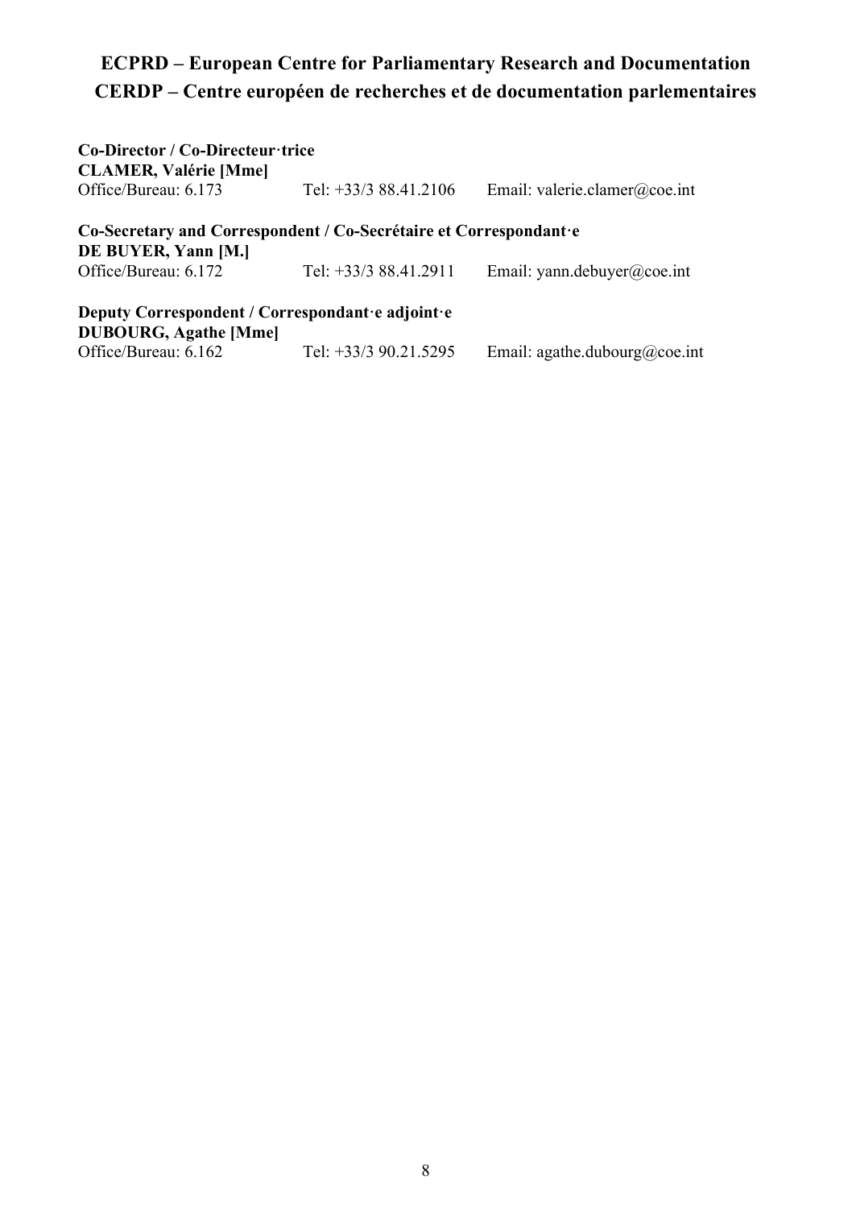## ECPRD – European Centre for Parliamentary Research and Documentation
## CERDP – Centre européen de recherches et de documentation parlementaires

**Co-Director / Co-Directeur·trice**
**CLAMER, Valérie [Mme]**
Office/Bureau: 6.173 Tel: +33/3 88.41.2106 Email: valerie.clamer@coe.int

**Co-Secretary and Correspondent / Co-Secrétaire et Correspondant·e**
**DE BUYER, Yann [M.]**
Office/Bureau: 6.172 Tel: +33/3 88.41.2911 Email: yann.debuyer@coe.int

**Deputy Correspondent / Correspondant·e adjoint·e**
**DUBOURG, Agathe [Mme]**
Office/Bureau: 6.162 Tel: +33/3 90.21.5295 Email: agathe.dubourg@coe.int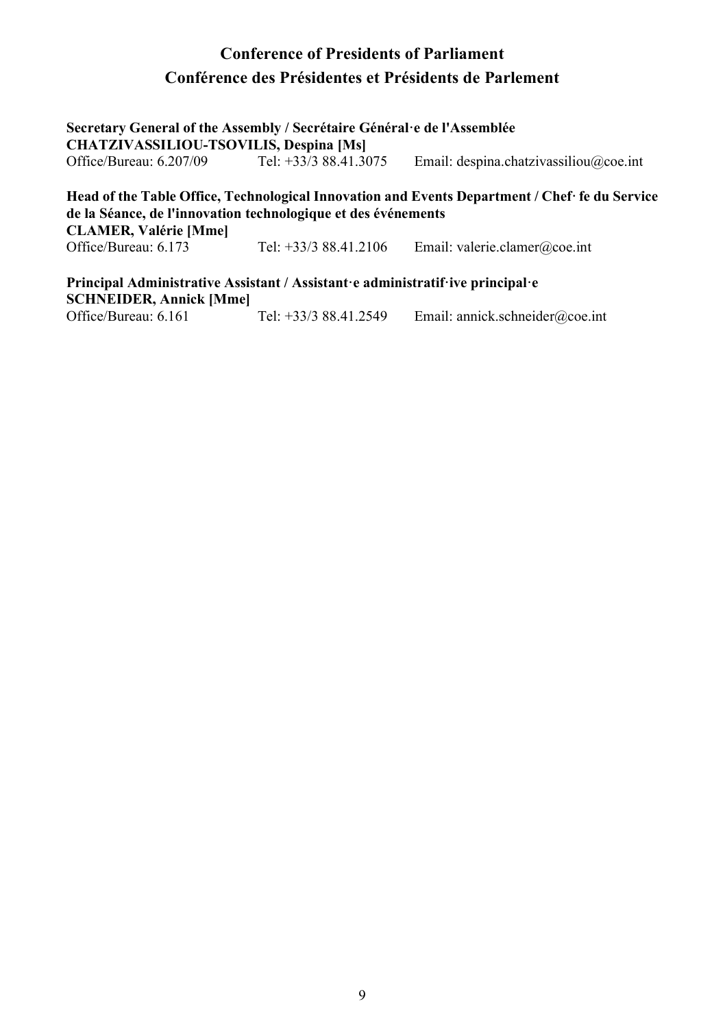## Conference of Presidents of Parliament
## Conférence des Présidentes et Présidents de Parlement

**Secretary General of the Assembly / Secrétaire Général·e de l'Assemblée**
**CHATZIVASSILIOU-TSOVILIS, Despina [Ms]**
Office/Bureau: 6.207/09 Tel: +33/3 88.41.3075 Email: despina.chatzivassiliou@coe.int

**Head of the Table Office, Technological Innovation and Events Department / Chef· fe du Service de la Séance, de l'innovation technologique et des événements**
**CLAMER, Valérie [Mme]**
Office/Bureau: 6.173 Tel: +33/3 88.41.2106 Email: valerie.clamer@coe.int

**Principal Administrative Assistant / Assistant·e administratif·ive principal·e**
**SCHNEIDER, Annick [Mme]**
Office/Bureau: 6.161 Tel: +33/3 88.41.2549 Email: annick.schneider@coe.int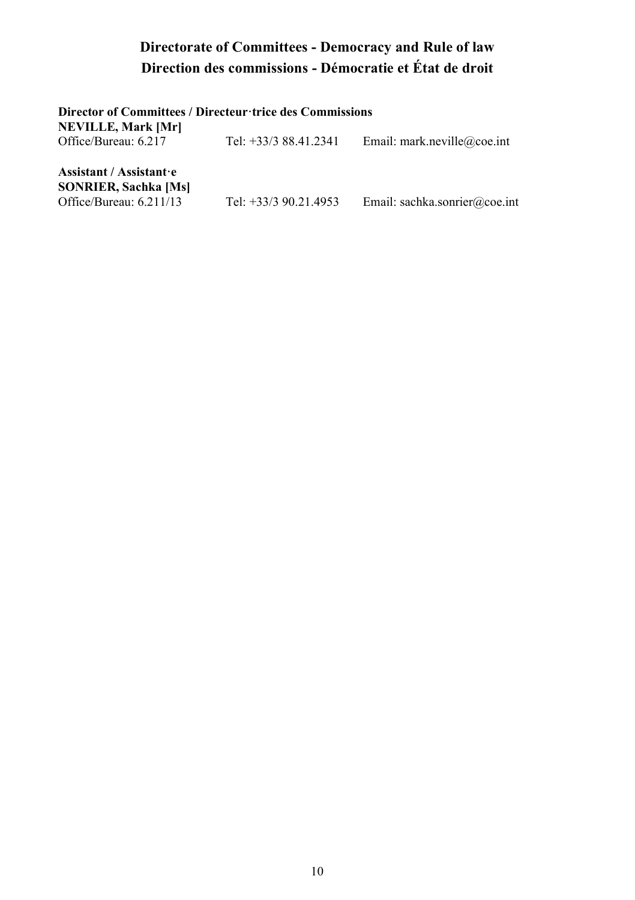## Directorate of Committees - Democracy and Rule of law
## Direction des commissions - Démocratie et État de droit

**Director of Committees / Directeur·trice des Commissions**
**NEVILLE, Mark [Mr]**
Office/Bureau: 6.217 Tel: +33/3 88.41.2341 Email: mark.neville@coe.int

**Assistant / Assistant·e**
**SONRIER, Sachka [Ms]**
Office/Bureau: 6.211/13 Tel: +33/3 90.21.4953 Email: sachka.sonrier@coe.int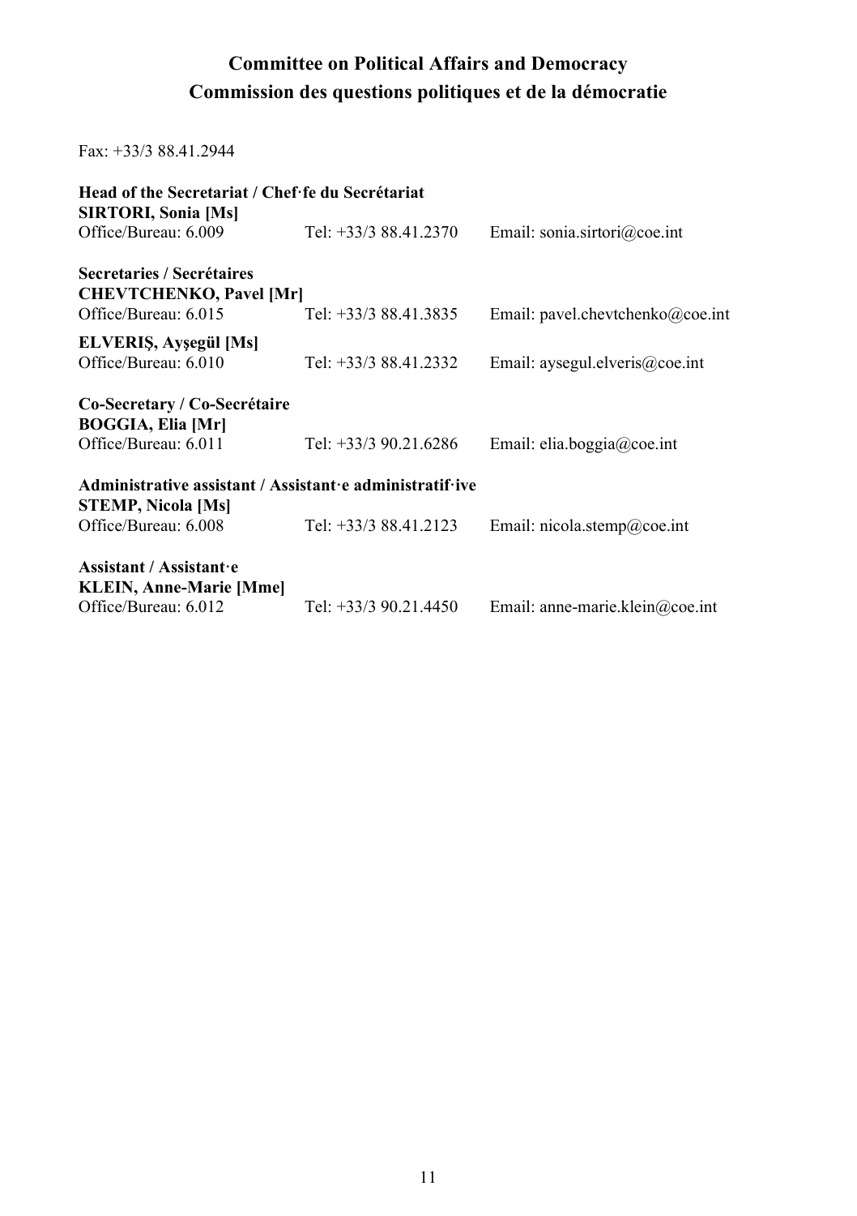# Committee on Political Affairs and Democracy
# Commission des questions politiques et de la démocratie

Fax: +33/3 88.41.2944

**Head of the Secretariat / Chef·fe du Secrétariat**
**SIRTORI, Sonia [Ms]**
Office/Bureau: 6.009 Tel: +33/3 88.41.2370 Email: sonia.sirtori@coe.int

**Secretaries / Secrétaires**
**CHEVTCHENKO, Pavel [Mr]**
Office/Bureau: 6.015 Tel: +33/3 88.41.3835 Email: pavel.chevtchenko@coe.int

**ELVERIŞ, Ayşegül [Ms]**
Office/Bureau: 6.010 Tel: +33/3 88.41.2332 Email: aysegul.elveris@coe.int

**Co-Secretary / Co-Secrétaire**
**BOGGIA, Elia [Mr]**
Office/Bureau: 6.011 Tel: +33/3 90.21.6286 Email: elia.boggia@coe.int

**Administrative assistant / Assistant·e administratif·ive**
**STEMP, Nicola [Ms]**
Office/Bureau: 6.008 Tel: +33/3 88.41.2123 Email: nicola.stemp@coe.int

**Assistant / Assistant·e**
**KLEIN, Anne-Marie [Mme]**
Office/Bureau: 6.012 Tel: +33/3 90.21.4450 Email: anne-marie.klein@coe.int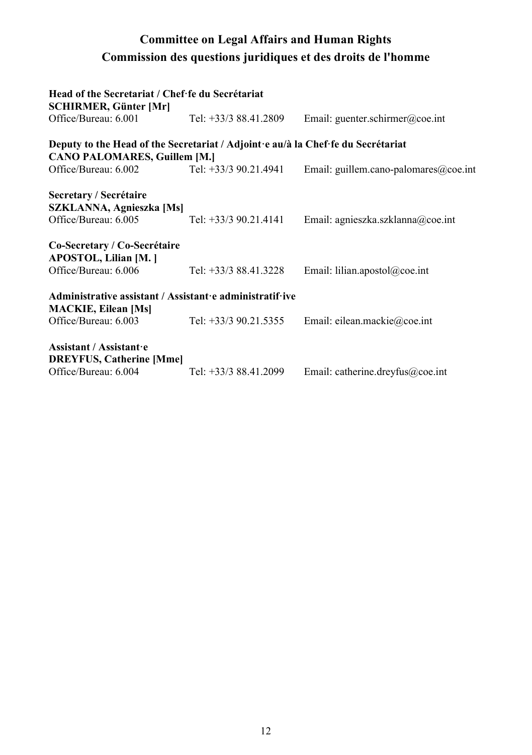# Committee on Legal Affairs and Human Rights
# Commission des questions juridiques et des droits de l'homme

**Head of the Secretariat / Chef·fe du Secrétariat**
**SCHIRMER, Günter [Mr]**
Office/Bureau: 6.001 Tel: +33/3 88.41.2809 Email: guenter.schirmer@coe.int

**Deputy to the Head of the Secretariat / Adjoint·e au/à la Chef·fe du Secrétariat**
**CANO PALOMARES, Guillem [M.]**
Office/Bureau: 6.002 Tel: +33/3 90.21.4941 Email: guillem.cano-palomares@coe.int

**Secretary / Secrétaire**
**SZKLANNA, Agnieszka [Ms]**
Office/Bureau: 6.005 Tel: +33/3 90.21.4141 Email: agnieszka.szklanna@coe.int

**Co-Secretary / Co-Secrétaire**
**APOSTOL, Lilian [M. ]**
Office/Bureau: 6.006 Tel: +33/3 88.41.3228 Email: lilian.apostol@coe.int

**Administrative assistant / Assistant·e administratif·ive**
**MACKIE, Eilean [Ms]**
Office/Bureau: 6.003 Tel: +33/3 90.21.5355 Email: eilean.mackie@coe.int

**Assistant / Assistant·e**
**DREYFUS, Catherine [Mme]**
Office/Bureau: 6.004 Tel: +33/3 88.41.2099 Email: catherine.dreyfus@coe.int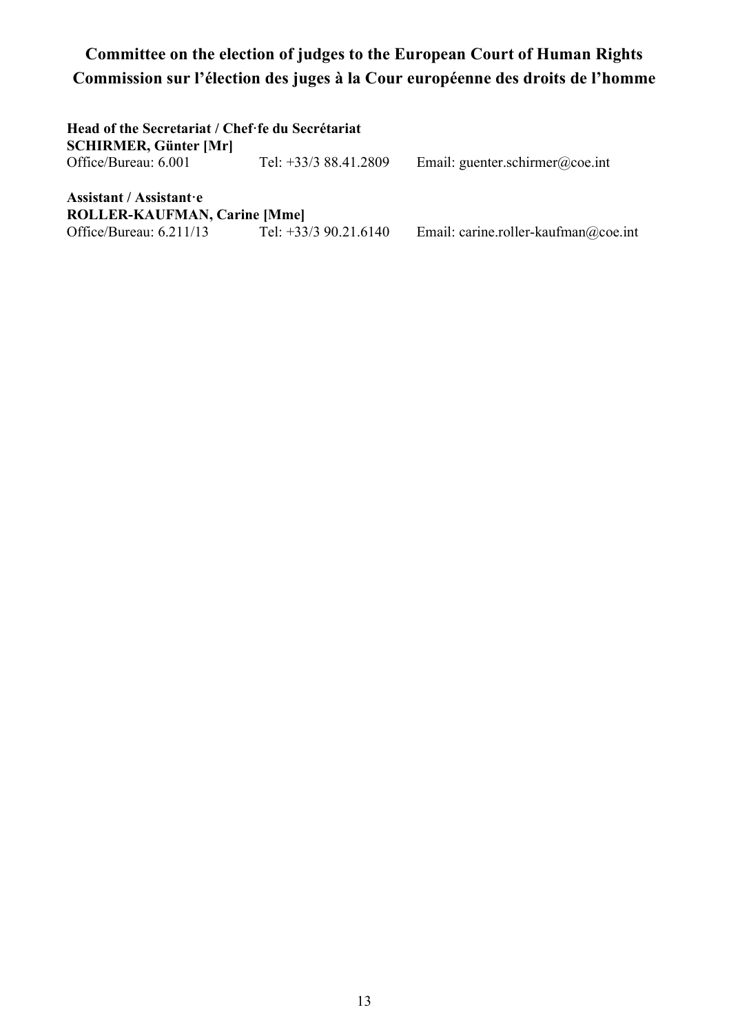## Committee on the election of judges to the European Court of Human Rights
## Commission sur l'élection des juges à la Cour européenne des droits de l'homme

**Head of the Secretariat / Chef·fe du Secrétariat**
**SCHIRMER, Günter [Mr]**
Office/Bureau: 6.001 Tel: +33/3 88.41.2809 Email: guenter.schirmer@coe.int

**Assistant / Assistant·e**
**ROLLER-KAUFMAN, Carine [Mme]**
Office/Bureau: 6.211/13 Tel: +33/3 90.21.6140 Email: carine.roller-kaufman@coe.int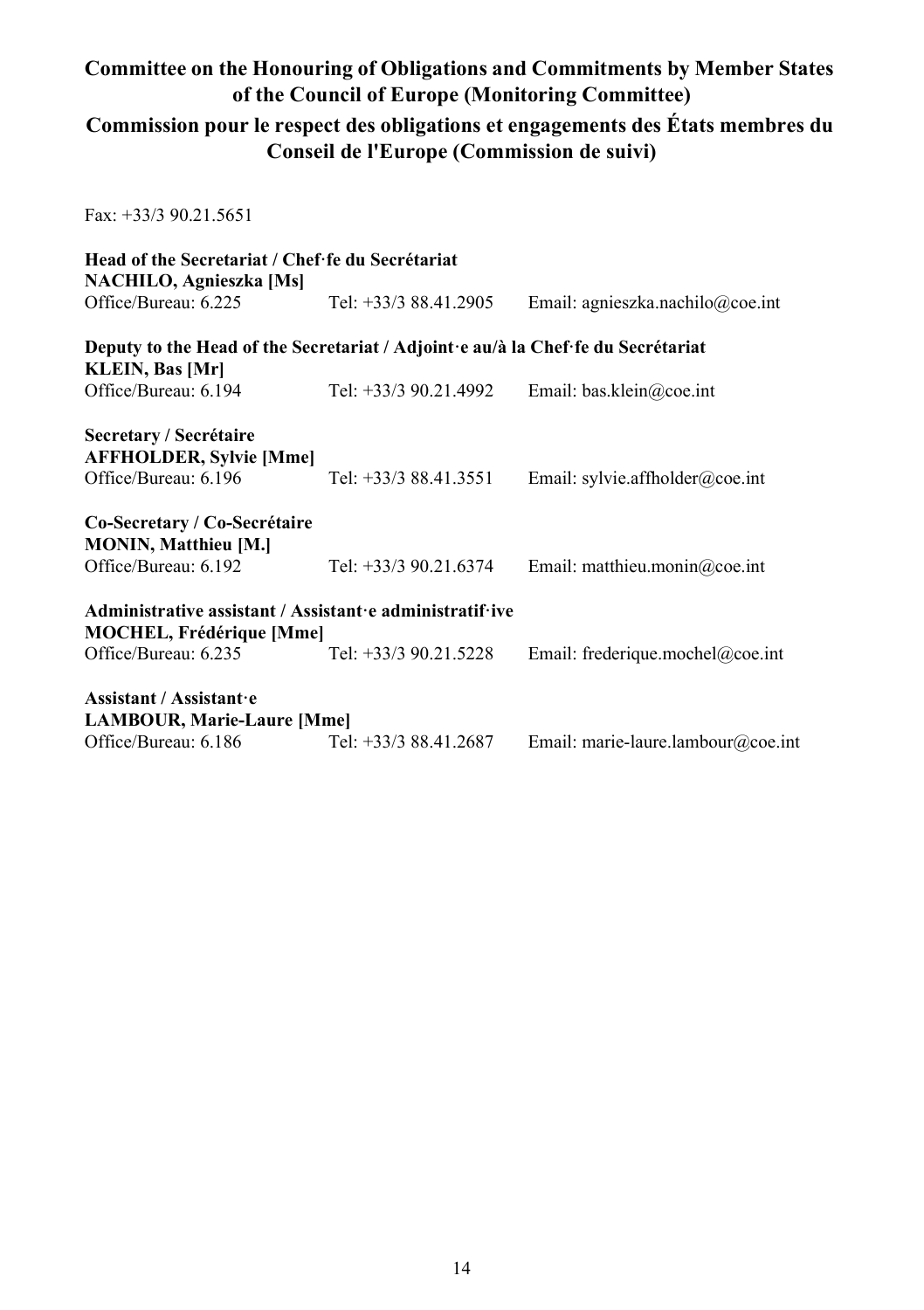## Committee on the Honouring of Obligations and Commitments by Member States of the Council of Europe (Monitoring Committee)

## Commission pour le respect des obligations et engagements des États membres du Conseil de l'Europe (Commission de suivi)

Fax: +33/3 90.21.5651

**Head of the Secretariat / Chef·fe du Secrétariat**
**NACHILO, Agnieszka [Ms]**
Office/Bureau: 6.225 Tel: +33/3 88.41.2905 Email: agnieszka.nachilo@coe.int

**Deputy to the Head of the Secretariat / Adjoint·e au/à la Chef·fe du Secrétariat**
**KLEIN, Bas [Mr]**
Office/Bureau: 6.194 Tel: +33/3 90.21.4992 Email: bas.klein@coe.int

**Secretary / Secrétaire**
**AFFHOLDER, Sylvie [Mme]**
Office/Bureau: 6.196 Tel: +33/3 88.41.3551 Email: sylvie.affholder@coe.int

**Co-Secretary / Co-Secrétaire**
**MONIN, Matthieu [M.]**
Office/Bureau: 6.192 Tel: +33/3 90.21.6374 Email: matthieu.monin@coe.int

**Administrative assistant / Assistant·e administratif·ive**
**MOCHEL, Frédérique [Mme]**
Office/Bureau: 6.235 Tel: +33/3 90.21.5228 Email: frederique.mochel@coe.int

**Assistant / Assistant·e**
**LAMBOUR, Marie-Laure [Mme]**
Office/Bureau: 6.186 Tel: +33/3 88.41.2687 Email: marie-laure.lambour@coe.int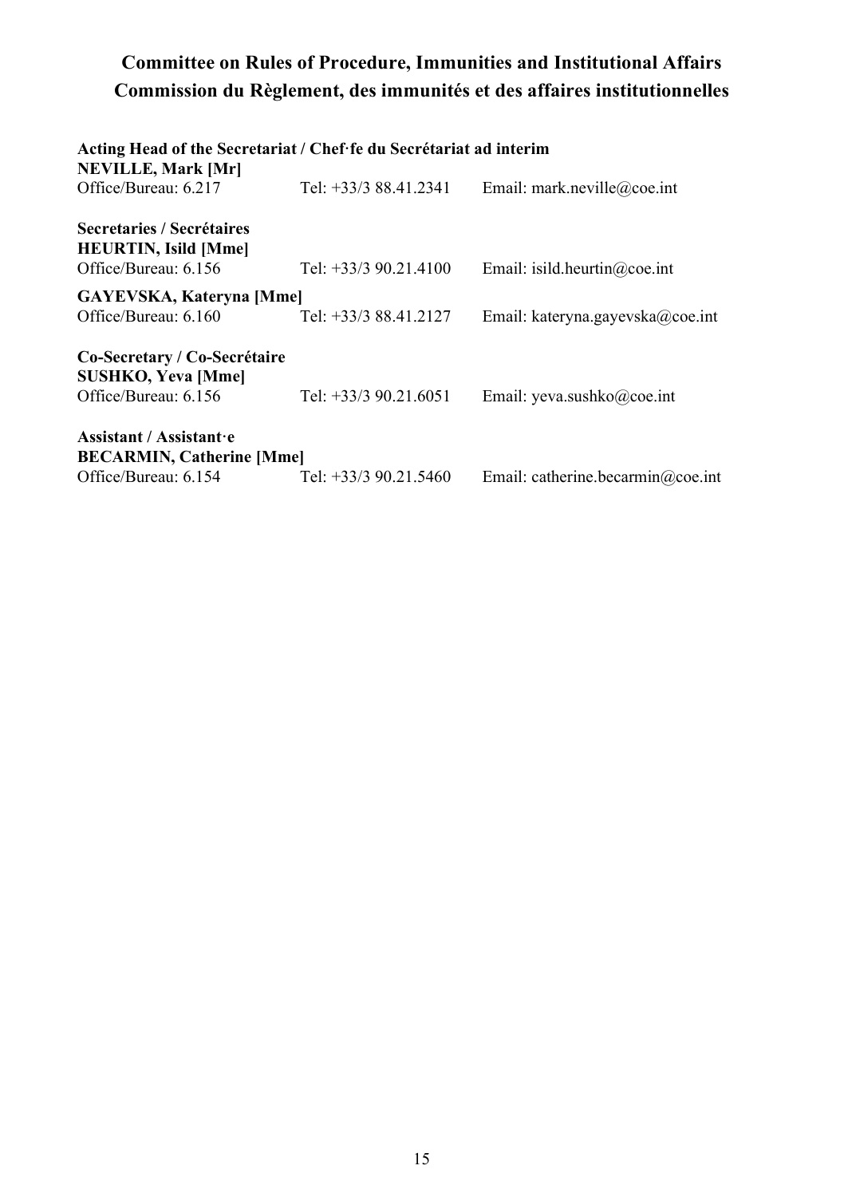## Committee on Rules of Procedure, Immunities and Institutional Affairs
## Commission du Règlement, des immunités et des affaires institutionnelles

**Acting Head of the Secretariat / Chef·fe du Secrétariat ad interim**
**NEVILLE, Mark [Mr]**
Office/Bureau: 6.217 Tel: +33/3 88.41.2341 Email: mark.neville@coe.int

**Secretaries / Secrétaires**
**HEURTIN, Isild [Mme]**
Office/Bureau: 6.156 Tel: +33/3 90.21.4100 Email: isild.heurtin@coe.int

**GAYEVSKA, Kateryna [Mme]**
Office/Bureau: 6.160 Tel: +33/3 88.41.2127 Email: kateryna.gayevska@coe.int

**Co-Secretary / Co-Secrétaire**
**SUSHKO, Yeva [Mme]**
Office/Bureau: 6.156 Tel: +33/3 90.21.6051 Email: yeva.sushko@coe.int

**Assistant / Assistant·e**
**BECARMIN, Catherine [Mme]**
Office/Bureau: 6.154 Tel: +33/3 90.21.5460 Email: catherine.becarmin@coe.int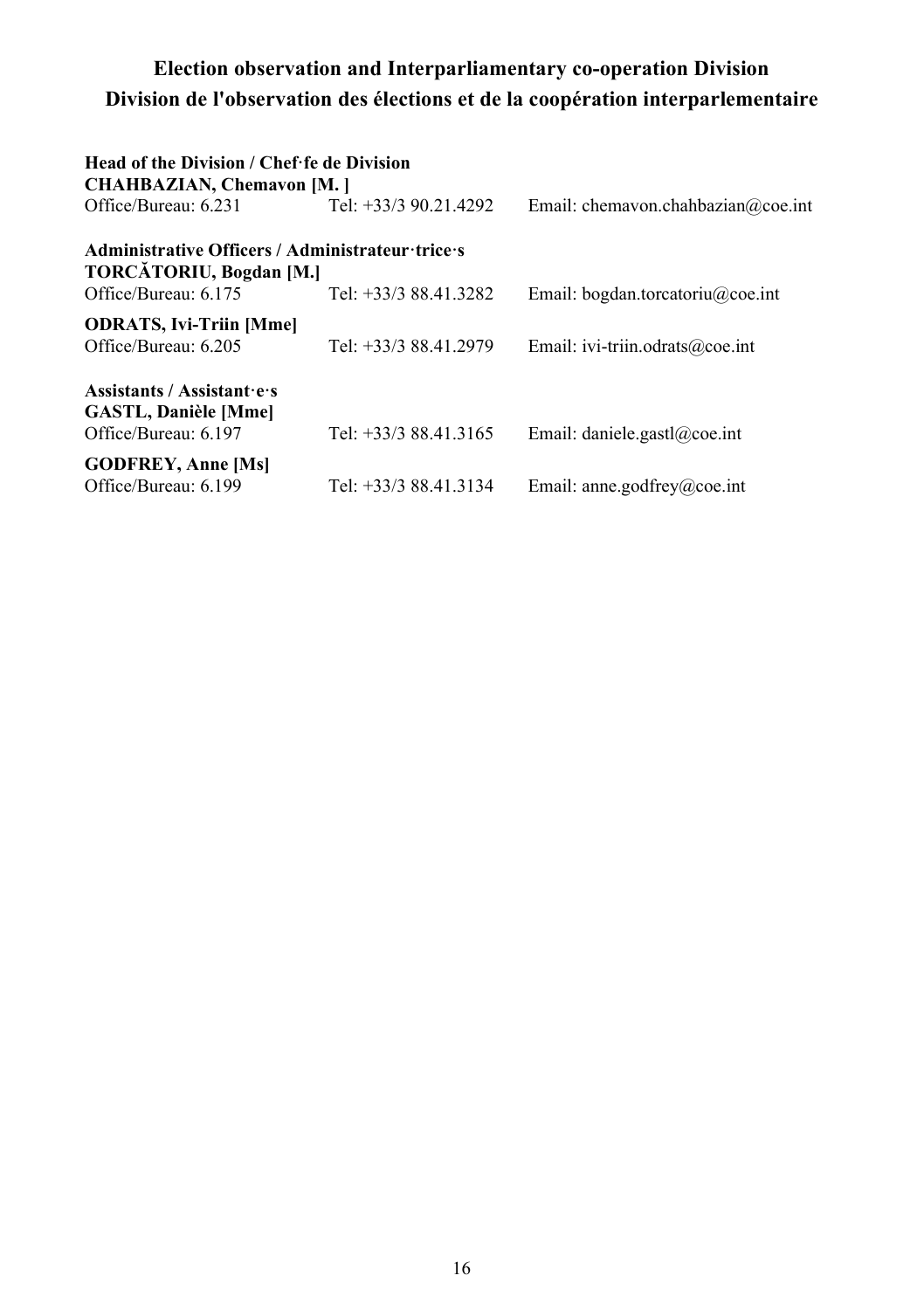## Election observation and Interparliamentary co-operation Division
## Division de l'observation des élections et de la coopération interparlementaire

**Head of the Division / Chef·fe de Division**
**CHAHBAZIAN, Chemavon [M. ]**
Office/Bureau: 6.231 Tel: +33/3 90.21.4292 Email: chemavon.chahbazian@coe.int

**Administrative Officers / Administrateur·trice·s**
**TORCĂTORIU, Bogdan [M.]**
Office/Bureau: 6.175 Tel: +33/3 88.41.3282 Email: bogdan.torcatoriu@coe.int

**ODRATS, Ivi-Triin [Mme]**
Office/Bureau: 6.205 Tel: +33/3 88.41.2979 Email: ivi-triin.odrats@coe.int

**Assistants / Assistant·e·s**
**GASTL, Danièle [Mme]**
Office/Bureau: 6.197 Tel: +33/3 88.41.3165 Email: daniele.gastl@coe.int

**GODFREY, Anne [Ms]**
Office/Bureau: 6.199 Tel: +33/3 88.41.3134 Email: anne.godfrey@coe.int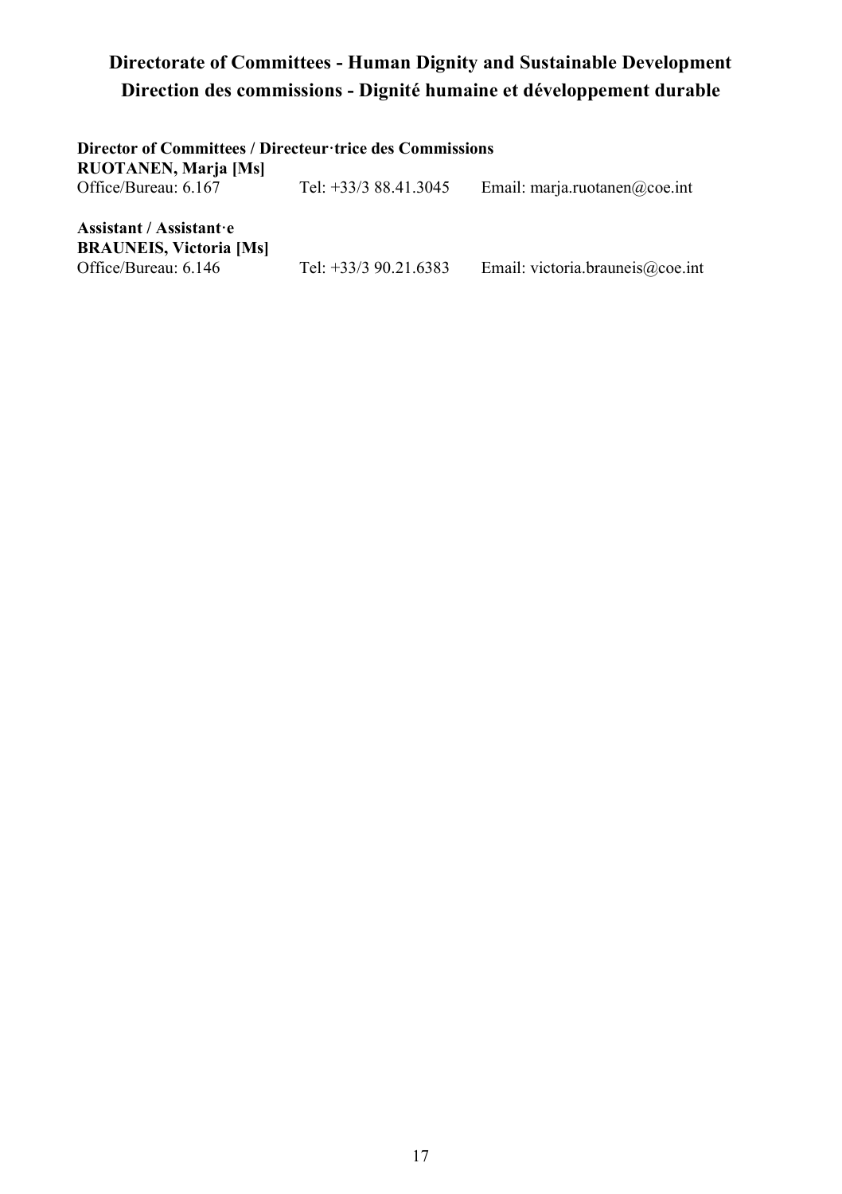# Directorate of Committees - Human Dignity and Sustainable Development
# Direction des commissions - Dignité humaine et développement durable

**Director of Committees / Directeur·trice des Commissions**
**RUOTANEN, Marja [Ms]**
Office/Bureau: 6.167 Tel: +33/3 88.41.3045 Email: marja.ruotanen@coe.int

**Assistant / Assistant·e**
**BRAUNEIS, Victoria [Ms]**
Office/Bureau: 6.146 Tel: +33/3 90.21.6383 Email: victoria.brauneis@coe.int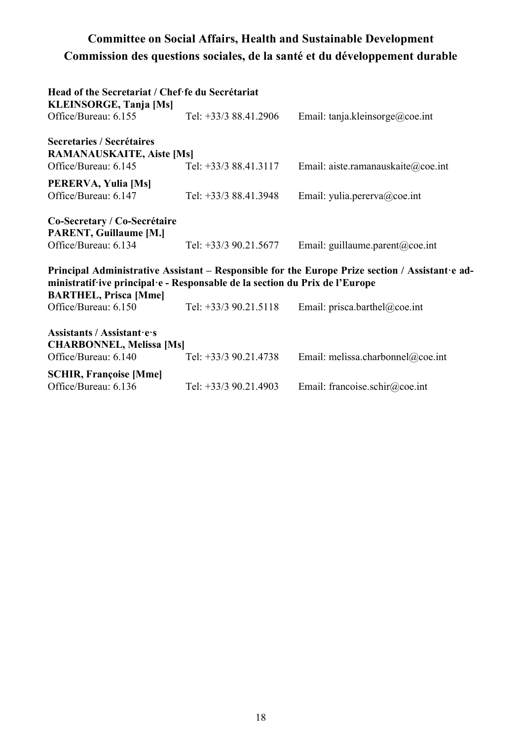## Committee on Social Affairs, Health and Sustainable Development
## Commission des questions sociales, de la santé et du développement durable

**Head of the Secretariat / Chef·fe du Secrétariat**
**KLEINSORGE, Tanja [Ms]**
Office/Bureau: 6.155 Tel: +33/3 88.41.2906 Email: tanja.kleinsorge@coe.int

**Secretaries / Secrétaires**
**RAMANAUSKAITE, Aiste [Ms]**
Office/Bureau: 6.145 Tel: +33/3 88.41.3117 Email: aiste.ramanauskaite@coe.int

**PERERVA, Yulia [Ms]**
Office/Bureau: 6.147 Tel: +33/3 88.41.3948 Email: yulia.pererva@coe.int

**Co-Secretary / Co-Secrétaire**
**PARENT, Guillaume [M.]**
Office/Bureau: 6.134 Tel: +33/3 90.21.5677 Email: guillaume.parent@coe.int

**Principal Administrative Assistant – Responsible for the Europe Prize section / Assistant·e administratif·ive principal·e - Responsable de la section du Prix de l'Europe**
**BARTHEL, Prisca [Mme]**
Office/Bureau: 6.150 Tel: +33/3 90.21.5118 Email: prisca.barthel@coe.int

**Assistants / Assistant·e·s**
**CHARBONNEL, Melissa [Ms]**
Office/Bureau: 6.140 Tel: +33/3 90.21.4738 Email: melissa.charbonnel@coe.int

**SCHIR, Françoise [Mme]**
Office/Bureau: 6.136 Tel: +33/3 90.21.4903 Email: francoise.schir@coe.int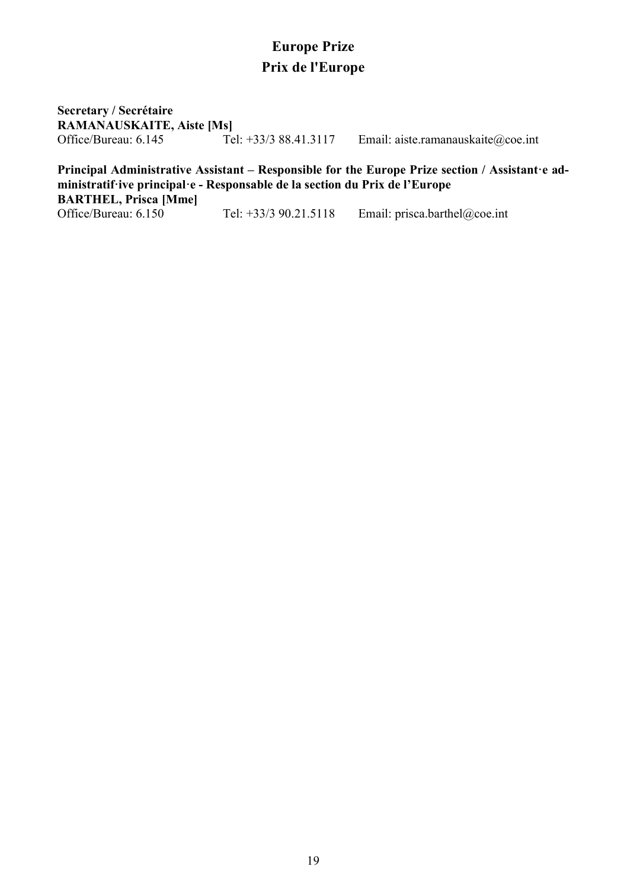# Europe Prize
# Prix de l'Europe

**Secretary / Secrétaire**
**RAMANAUSKAITE, Aiste [Ms]**
Office/Bureau: 6.145 Tel: +33/3 88.41.3117 Email: aiste.ramanauskaite@coe.int

**Principal Administrative Assistant – Responsible for the Europe Prize section / Assistant·e administratif·ive principal·e - Responsable de la section du Prix de l'Europe**
**BARTHEL, Prisca [Mme]**
Office/Bureau: 6.150 Tel: +33/3 90.21.5118 Email: prisca.barthel@coe.int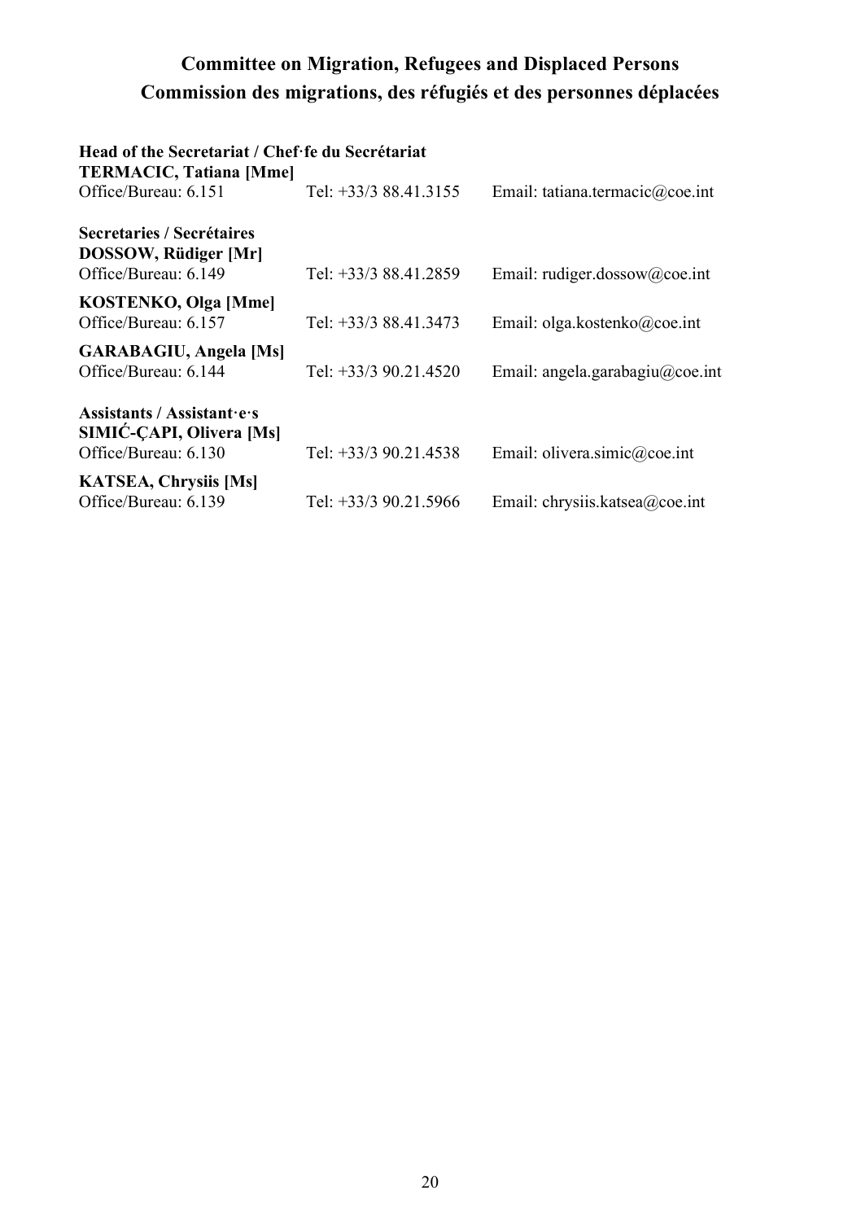## Committee on Migration, Refugees and Displaced Persons
## Commission des migrations, des réfugiés et des personnes déplacées

**Head of the Secretariat / Chef·fe du Secrétariat**
**TERMACIC, Tatiana [Mme]**
Office/Bureau: 6.151 Tel: +33/3 88.41.3155 Email: tatiana.termacic@coe.int

**Secretaries / Secrétaires**
**DOSSOW, Rüdiger [Mr]**
Office/Bureau: 6.149 Tel: +33/3 88.41.2859 Email: rudiger.dossow@coe.int

**KOSTENKO, Olga [Mme]**
Office/Bureau: 6.157 Tel: +33/3 88.41.3473 Email: olga.kostenko@coe.int

**GARABAGIU, Angela [Ms]**
Office/Bureau: 6.144 Tel: +33/3 90.21.4520 Email: angela.garabagiu@coe.int

**Assistants / Assistant·e·s**
**SIMIĆ-ÇAPI, Olivera [Ms]**
Office/Bureau: 6.130 Tel: +33/3 90.21.4538 Email: olivera.simic@coe.int

**KATSEA, Chrysiis [Ms]**
Office/Bureau: 6.139 Tel: +33/3 90.21.5966 Email: chrysiis.katsea@coe.int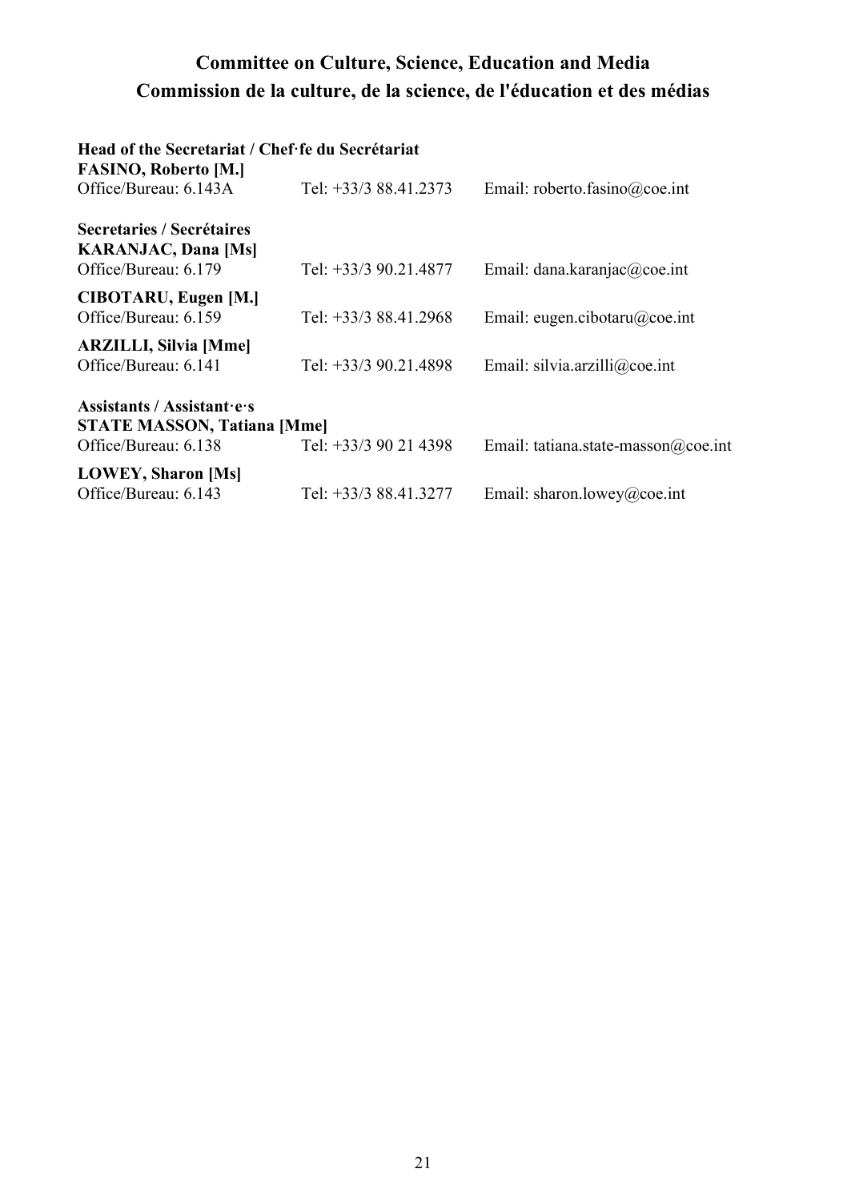## Committee on Culture, Science, Education and Media
## Commission de la culture, de la science, de l'éducation et des médias

**Head of the Secretariat / Chef·fe du Secrétariat**

**FASINO, Roberto [M.]**
Office/Bureau: 6.143A    Tel: +33/3 88.41.2373    Email: roberto.fasino@coe.int

**Secretaries / Secrétaires**

**KARANJAC, Dana [Ms]**
Office/Bureau: 6.179    Tel: +33/3 90.21.4877    Email: dana.karanjac@coe.int

**CIBOTARU, Eugen [M.]**
Office/Bureau: 6.159    Tel: +33/3 88.41.2968    Email: eugen.cibotaru@coe.int

**ARZILLI, Silvia [Mme]**
Office/Bureau: 6.141    Tel: +33/3 90.21.4898    Email: silvia.arzilli@coe.int

**Assistants / Assistant·e·s**

**STATE MASSON, Tatiana [Mme]**
Office/Bureau: 6.138    Tel: +33/3 90 21 4398    Email: tatiana.state-masson@coe.int

**LOWEY, Sharon [Ms]**
Office/Bureau: 6.143    Tel: +33/3 88.41.3277    Email: sharon.lowey@coe.int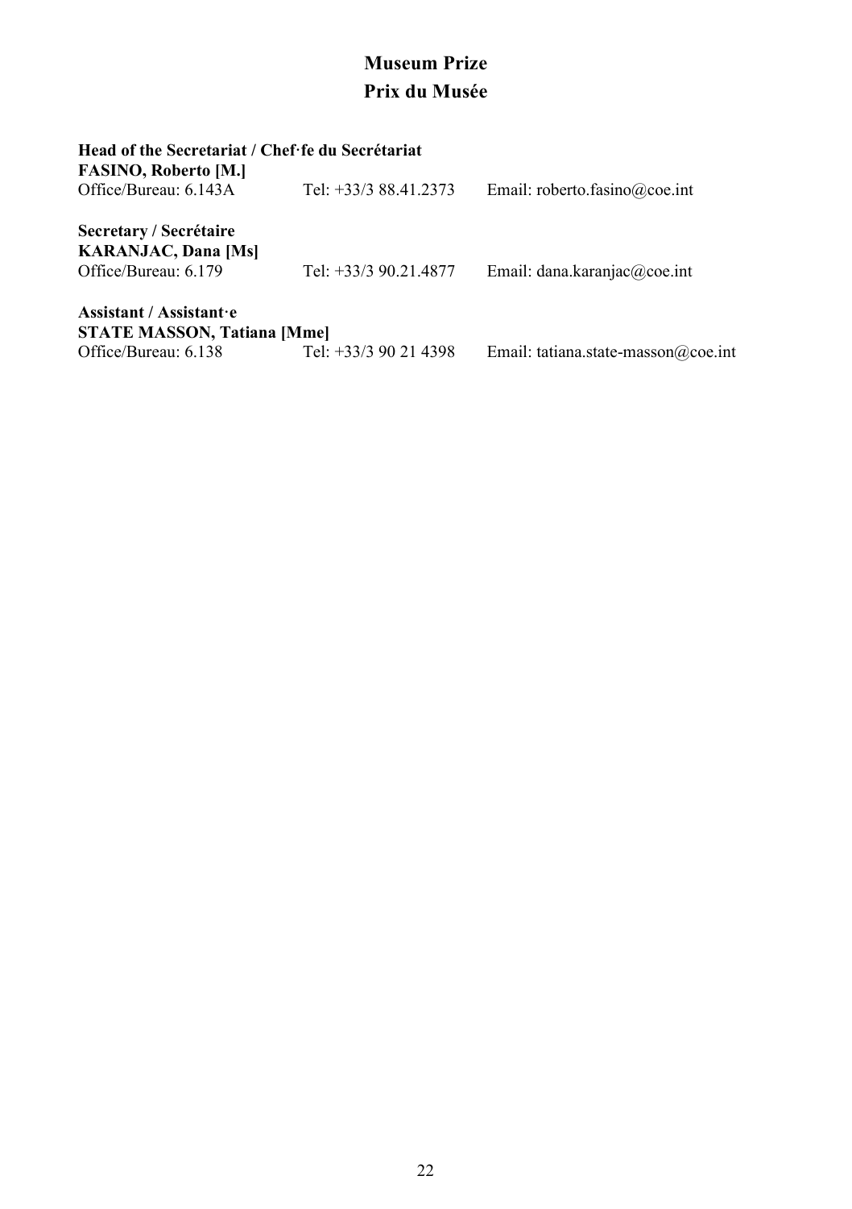# Museum Prize
# Prix du Musée

**Head of the Secretariat / Chef·fe du Secrétariat**
**FASINO, Roberto [M.]**
Office/Bureau: 6.143A    Tel: +33/3 88.41.2373    Email: roberto.fasino@coe.int

**Secretary / Secrétaire**
**KARANJAC, Dana [Ms]**
Office/Bureau: 6.179    Tel: +33/3 90.21.4877    Email: dana.karanjac@coe.int

**Assistant / Assistant·e**
**STATE MASSON, Tatiana [Mme]**
Office/Bureau: 6.138    Tel: +33/3 90 21 4398    Email: tatiana.state-masson@coe.int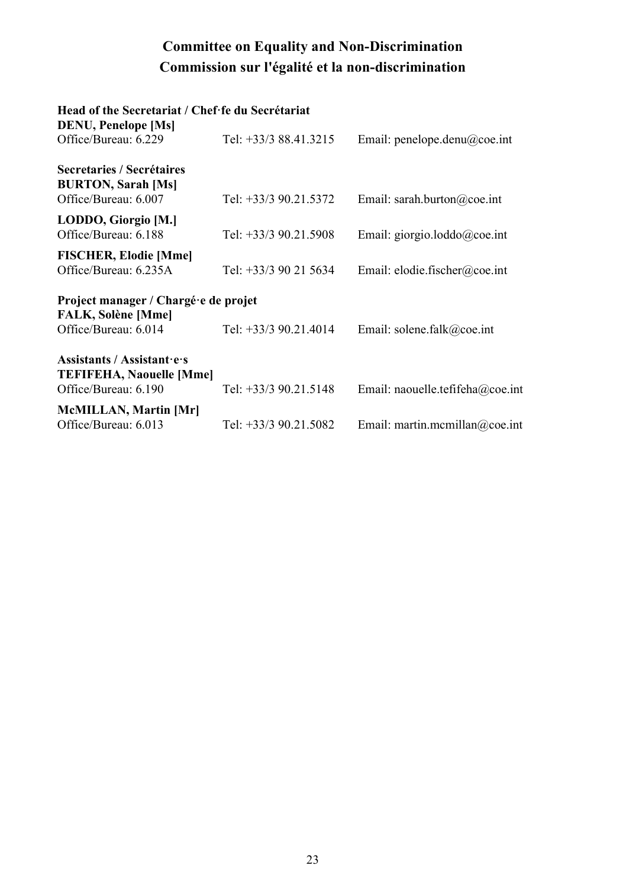# Committee on Equality and Non-Discrimination
# Commission sur l'égalité et la non-discrimination

**Head of the Secretariat / Chef·fe du Secrétariat**
**DENU, Penelope [Ms]**
Office/Bureau: 6.229 Tel: +33/3 88.41.3215 Email: penelope.denu@coe.int

**Secretaries / Secrétaires**
**BURTON, Sarah [Ms]**
Office/Bureau: 6.007 Tel: +33/3 90.21.5372 Email: sarah.burton@coe.int

**LODDO, Giorgio [M.]**
Office/Bureau: 6.188 Tel: +33/3 90.21.5908 Email: giorgio.loddo@coe.int

**FISCHER, Elodie [Mme]**
Office/Bureau: 6.235A Tel: +33/3 90 21 5634 Email: elodie.fischer@coe.int

**Project manager / Chargé·e de projet**
**FALK, Solène [Mme]**
Office/Bureau: 6.014 Tel: +33/3 90.21.4014 Email: solene.falk@coe.int

**Assistants / Assistant·e·s**
**TEFIFEHA, Naouelle [Mme]**
Office/Bureau: 6.190 Tel: +33/3 90.21.5148 Email: naouelle.tefifeha@coe.int

**McMILLAN, Martin [Mr]**
Office/Bureau: 6.013 Tel: +33/3 90.21.5082 Email: martin.mcmillan@coe.int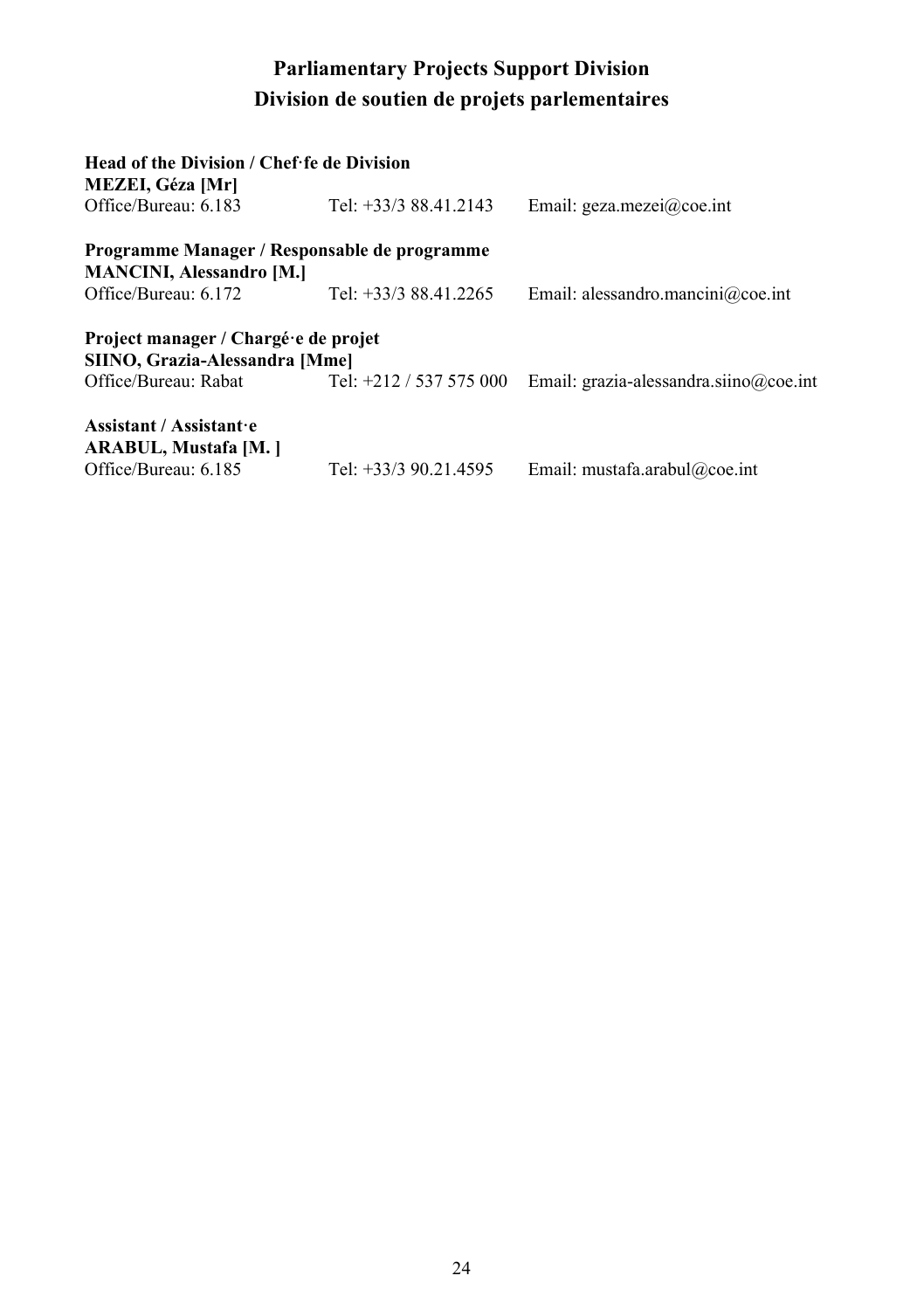# Parliamentary Projects Support Division
# Division de soutien de projets parlementaires

**Head of the Division / Chef·fe de Division**
**MEZEI, Géza [Mr]**
Office/Bureau: 6.183 Tel: +33/3 88.41.2143 Email: geza.mezei@coe.int

**Programme Manager / Responsable de programme**
**MANCINI, Alessandro [M.]**
Office/Bureau: 6.172 Tel: +33/3 88.41.2265 Email: alessandro.mancini@coe.int

**Project manager / Chargé·e de projet**
**SIINO, Grazia-Alessandra [Mme]**
Office/Bureau: Rabat Tel: +212 / 537 575 000 Email: grazia-alessandra.siino@coe.int

**Assistant / Assistant·e**
**ARABUL, Mustafa [M. ]**
Office/Bureau: 6.185 Tel: +33/3 90.21.4595 Email: mustafa.arabul@coe.int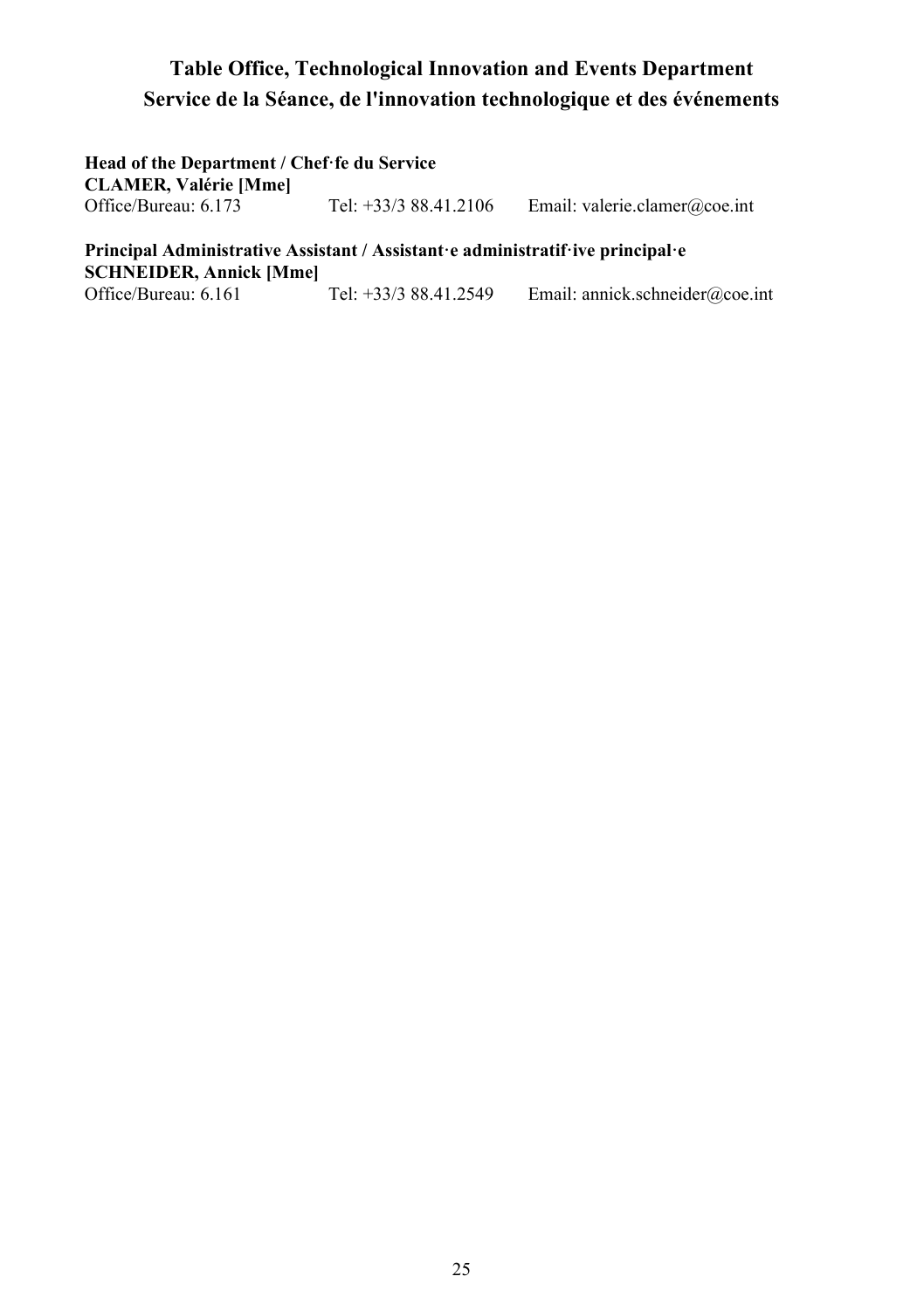## Table Office, Technological Innovation and Events Department
## Service de la Séance, de l'innovation technologique et des événements

**Head of the Department / Chef·fe du Service**
**CLAMER, Valérie [Mme]**
Office/Bureau: 6.173 Tel: +33/3 88.41.2106 Email: valerie.clamer@coe.int

**Principal Administrative Assistant / Assistant·e administratif·ive principal·e**
**SCHNEIDER, Annick [Mme]**
Office/Bureau: 6.161 Tel: +33/3 88.41.2549 Email: annick.schneider@coe.int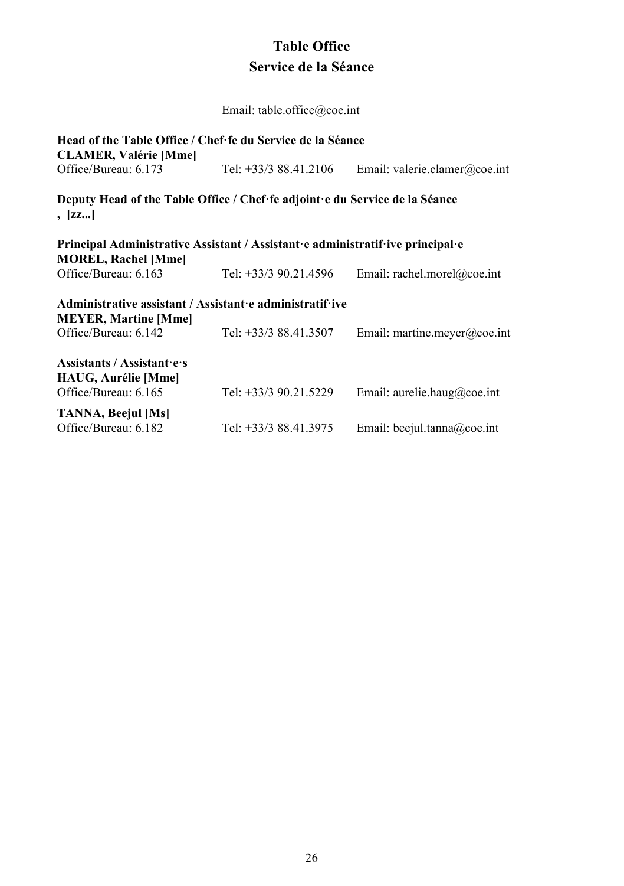# Table Office
# Service de la Séance

Email: table.office@coe.int

**Head of the Table Office / Chef·fe du Service de la Séance**
**CLAMER, Valérie [Mme]**
Office/Bureau: 6.173 Tel: +33/3 88.41.2106 Email: valerie.clamer@coe.int

**Deputy Head of the Table Office / Chef·fe adjoint·e du Service de la Séance**
**, [zz...]**

**Principal Administrative Assistant / Assistant·e administratif·ive principal·e**
**MOREL, Rachel [Mme]**
Office/Bureau: 6.163 Tel: +33/3 90.21.4596 Email: rachel.morel@coe.int

**Administrative assistant / Assistant·e administratif·ive**
**MEYER, Martine [Mme]**
Office/Bureau: 6.142 Tel: +33/3 88.41.3507 Email: martine.meyer@coe.int

**Assistants / Assistant·e·s**
**HAUG, Aurélie [Mme]**
Office/Bureau: 6.165 Tel: +33/3 90.21.5229 Email: aurelie.haug@coe.int

**TANNA, Beejul [Ms]**
Office/Bureau: 6.182 Tel: +33/3 88.41.3975 Email: beejul.tanna@coe.int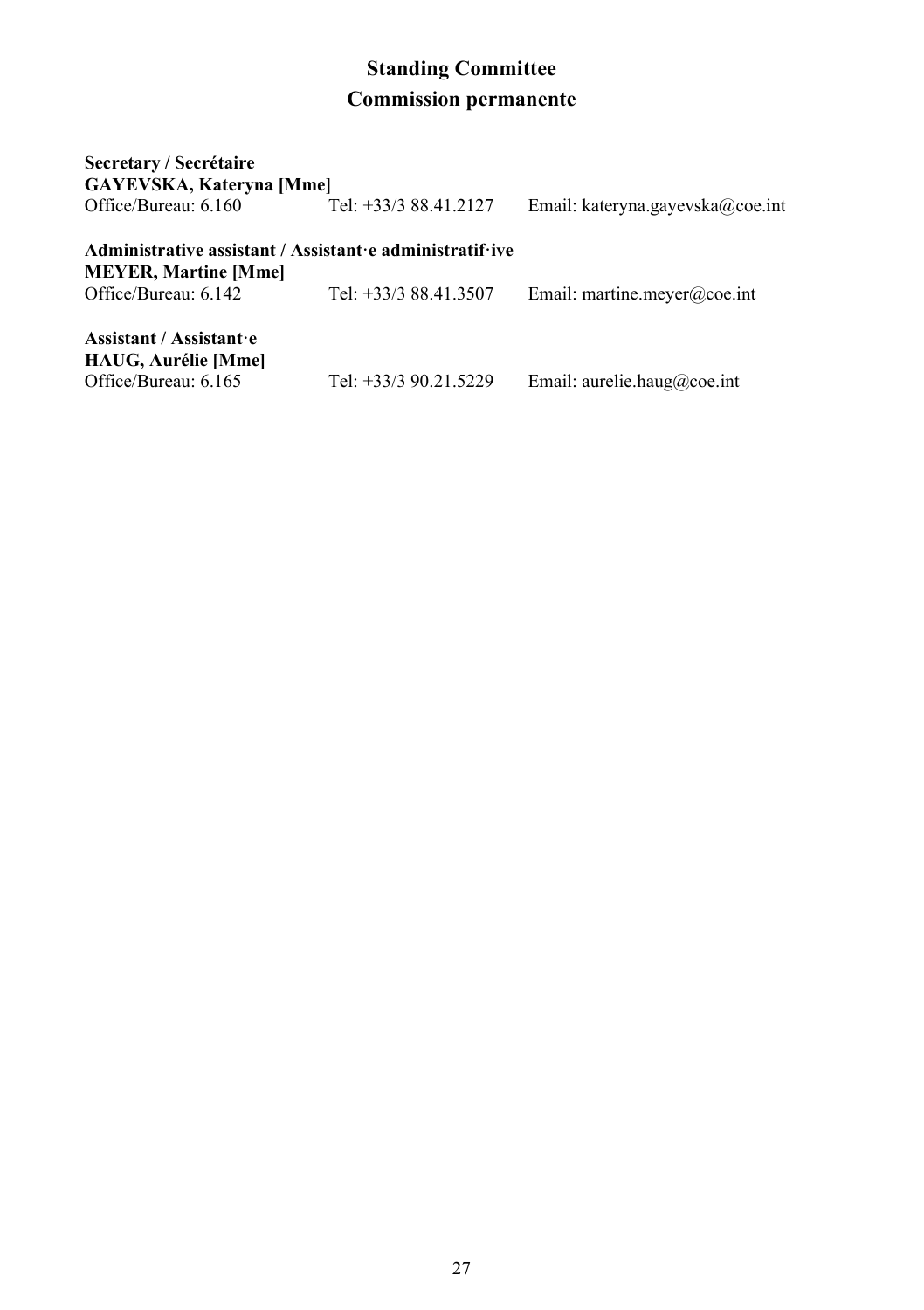# Standing Committee
# Commission permanente

**Secretary / Secrétaire**
**GAYEVSKA, Kateryna [Mme]**
Office/Bureau: 6.160 Tel: +33/3 88.41.2127 Email: kateryna.gayevska@coe.int

**Administrative assistant / Assistant·e administratif·ive**
**MEYER, Martine [Mme]**
Office/Bureau: 6.142 Tel: +33/3 88.41.3507 Email: martine.meyer@coe.int

**Assistant / Assistant·e**
**HAUG, Aurélie [Mme]**
Office/Bureau: 6.165 Tel: +33/3 90.21.5229 Email: aurelie.haug@coe.int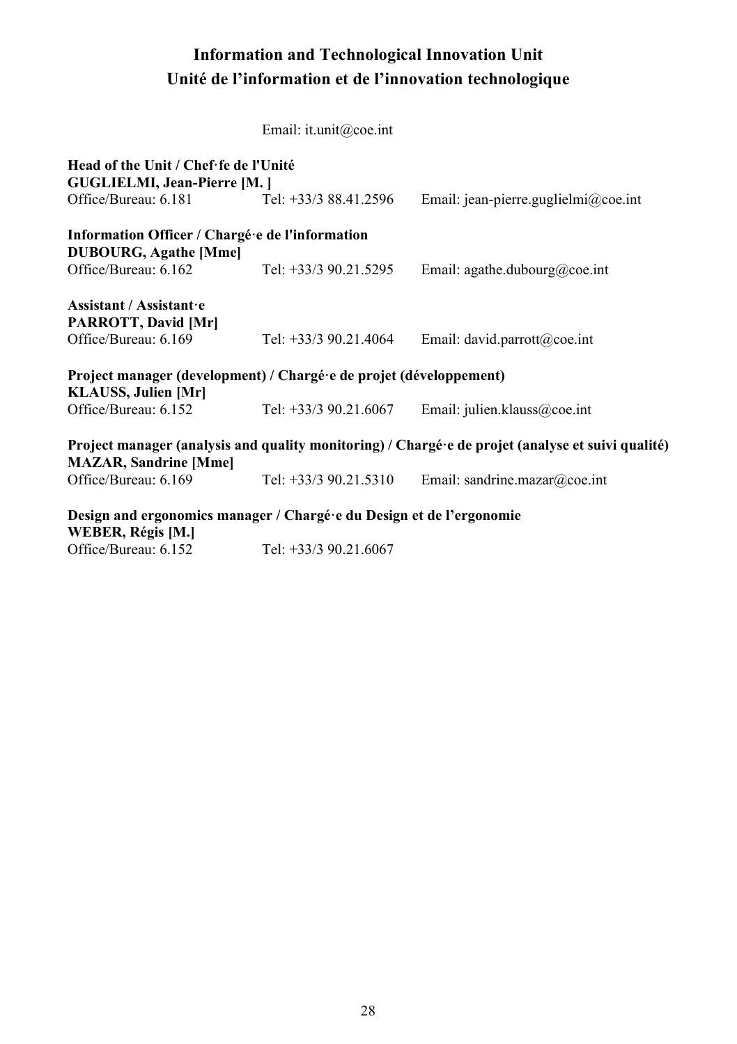# Information and Technological Innovation Unit
# Unité de l'information et de l'innovation technologique

Email: it.unit@coe.int

**Head of the Unit / Chef·fe de l'Unité**
**GUGLIELMI, Jean-Pierre [M. ]**
Office/Bureau: 6.181 Tel: +33/3 88.41.2596 Email: jean-pierre.guglielmi@coe.int

**Information Officer / Chargé·e de l'information**
**DUBOURG, Agathe [Mme]**
Office/Bureau: 6.162 Tel: +33/3 90.21.5295 Email: agathe.dubourg@coe.int

**Assistant / Assistant·e**
**PARROTT, David [Mr]**
Office/Bureau: 6.169 Tel: +33/3 90.21.4064 Email: david.parrott@coe.int

**Project manager (development) / Chargé·e de projet (développement)**
**KLAUSS, Julien [Mr]**
Office/Bureau: 6.152 Tel: +33/3 90.21.6067 Email: julien.klauss@coe.int

**Project manager (analysis and quality monitoring) / Chargé·e de projet (analyse et suivi qualité)**
**MAZAR, Sandrine [Mme]**
Office/Bureau: 6.169 Tel: +33/3 90.21.5310 Email: sandrine.mazar@coe.int

**Design and ergonomics manager / Chargé·e du Design et de l'ergonomie**
**WEBER, Régis [M.]**
Office/Bureau: 6.152 Tel: +33/3 90.21.6067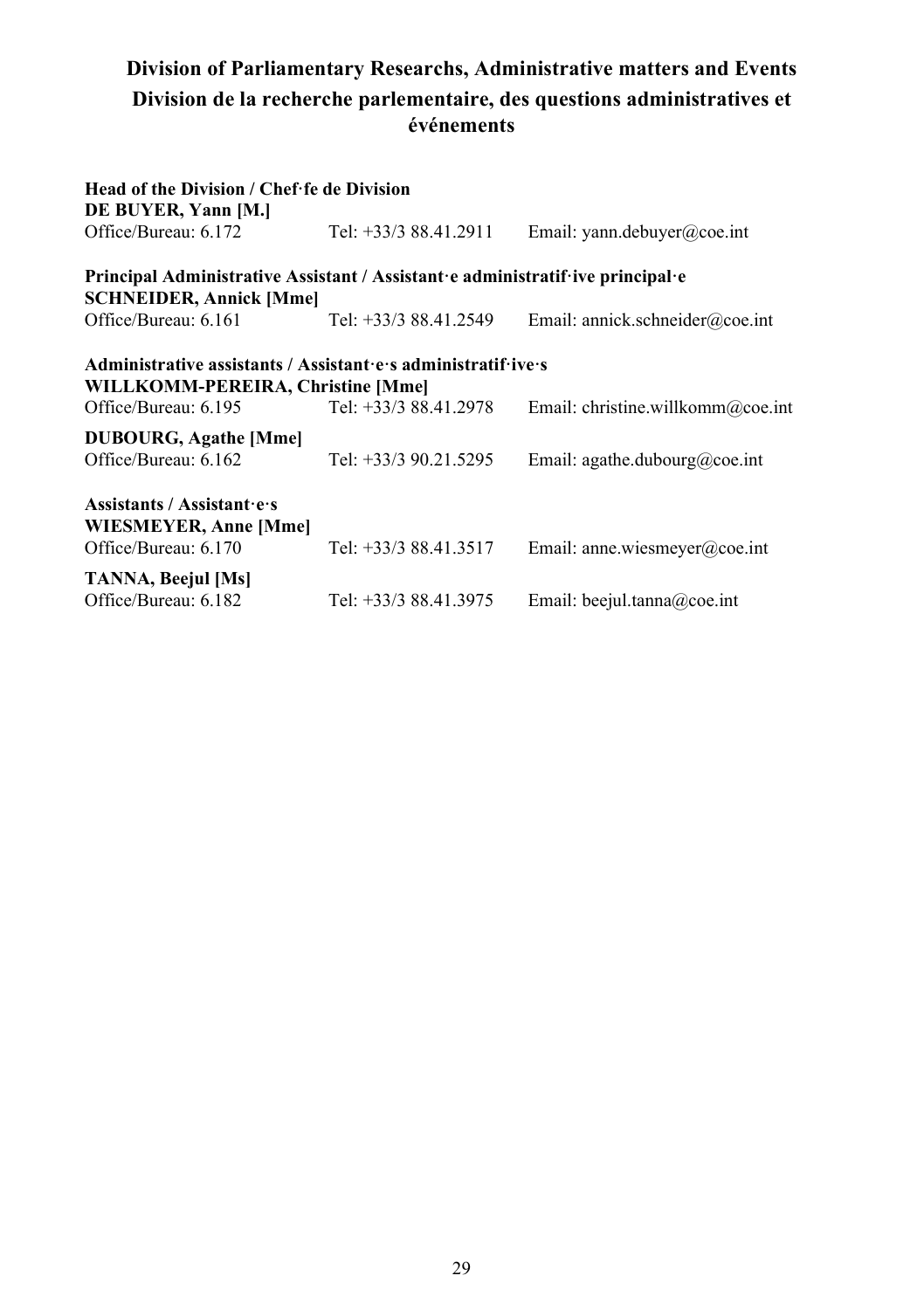## Division of Parliamentary Researchs, Administrative matters and Events
## Division de la recherche parlementaire, des questions administratives et événements

**Head of the Division / Chef·fe de Division**
**DE BUYER, Yann [M.]**
Office/Bureau: 6.172 Tel: +33/3 88.41.2911 Email: yann.debuyer@coe.int

**Principal Administrative Assistant / Assistant·e administratif·ive principal·e**
**SCHNEIDER, Annick [Mme]**
Office/Bureau: 6.161 Tel: +33/3 88.41.2549 Email: annick.schneider@coe.int

**Administrative assistants / Assistant·e·s administratif·ive·s**
**WILLKOMM-PEREIRA, Christine [Mme]**
Office/Bureau: 6.195 Tel: +33/3 88.41.2978 Email: christine.willkomm@coe.int

**DUBOURG, Agathe [Mme]**
Office/Bureau: 6.162 Tel: +33/3 90.21.5295 Email: agathe.dubourg@coe.int

**Assistants / Assistant·e·s**
**WIESMEYER, Anne [Mme]**
Office/Bureau: 6.170 Tel: +33/3 88.41.3517 Email: anne.wiesmeyer@coe.int

**TANNA, Beejul [Ms]**
Office/Bureau: 6.182 Tel: +33/3 88.41.3975 Email: beejul.tanna@coe.int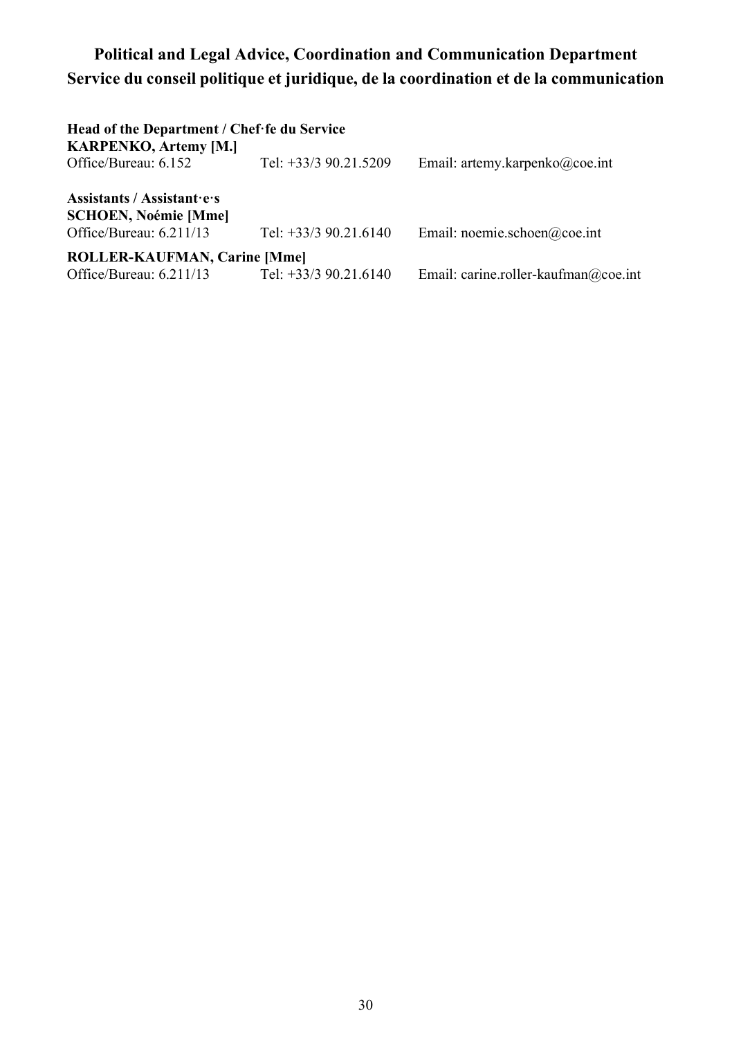## Political and Legal Advice, Coordination and Communication Department
## Service du conseil politique et juridique, de la coordination et de la communication

**Head of the Department / Chef·fe du Service**
**KARPENKO, Artemy [M.]**
Office/Bureau: 6.152 Tel: +33/3 90.21.5209 Email: artemy.karpenko@coe.int

**Assistants / Assistant·e·s**
**SCHOEN, Noémie [Mme]**
Office/Bureau: 6.211/13 Tel: +33/3 90.21.6140 Email: noemie.schoen@coe.int

**ROLLER-KAUFMAN, Carine [Mme]**
Office/Bureau: 6.211/13 Tel: +33/3 90.21.6140 Email: carine.roller-kaufman@coe.int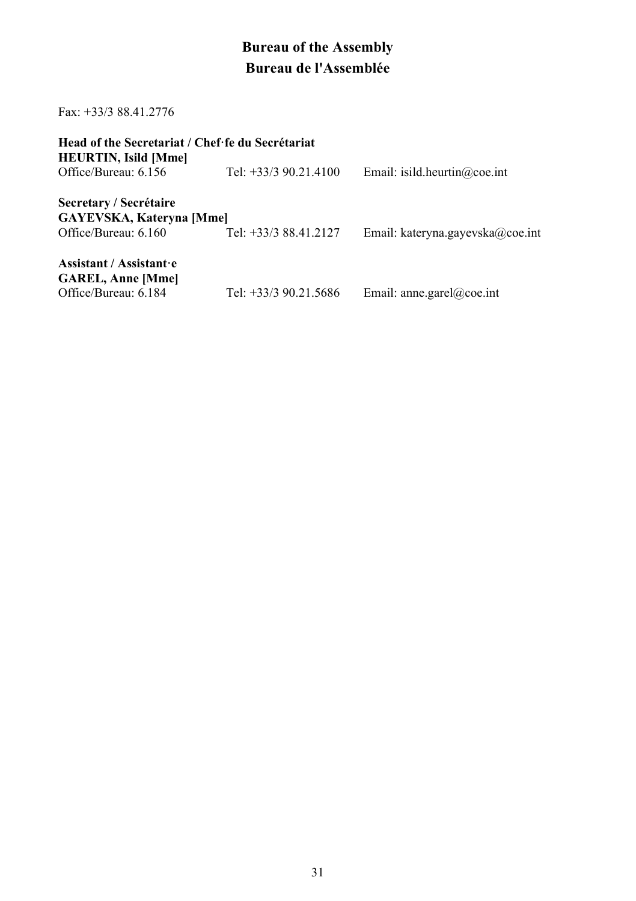# Bureau of the Assembly
# Bureau de l'Assemblée

Fax: +33/3 88.41.2776

**Head of the Secretariat / Chef·fe du Secrétariat**
**HEURTIN, Isild [Mme]**
Office/Bureau: 6.156 Tel: +33/3 90.21.4100 Email: isild.heurtin@coe.int

**Secretary / Secrétaire**
**GAYEVSKA, Kateryna [Mme]**
Office/Bureau: 6.160 Tel: +33/3 88.41.2127 Email: kateryna.gayevska@coe.int

**Assistant / Assistant·e**
**GAREL, Anne [Mme]**
Office/Bureau: 6.184 Tel: +33/3 90.21.5686 Email: anne.garel@coe.int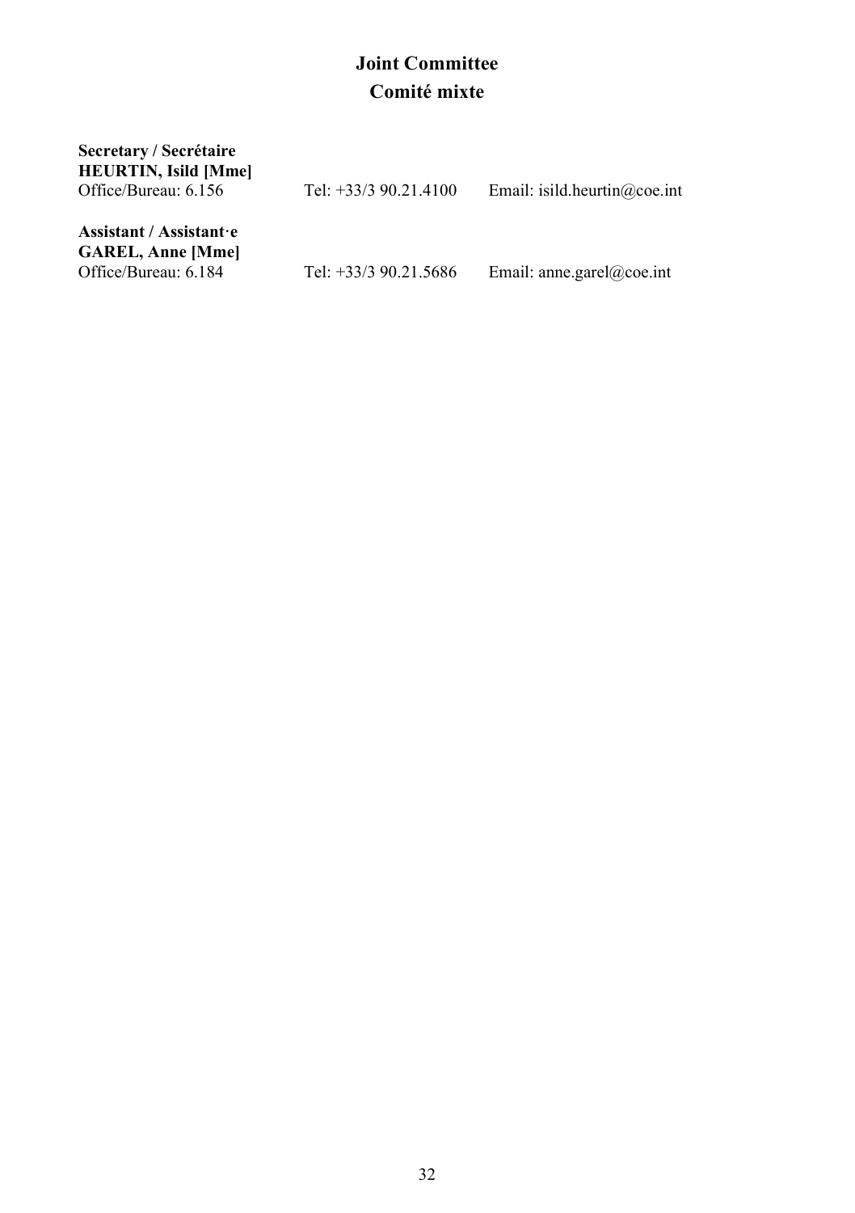# Joint Committee
# Comité mixte

**Secretary / Secrétaire**
**HEURTIN, Isild [Mme]**
Office/Bureau: 6.156 Tel: +33/3 90.21.4100 Email: isild.heurtin@coe.int

**Assistant / Assistant·e**
**GAREL, Anne [Mme]**
Office/Bureau: 6.184 Tel: +33/3 90.21.5686 Email: anne.garel@coe.int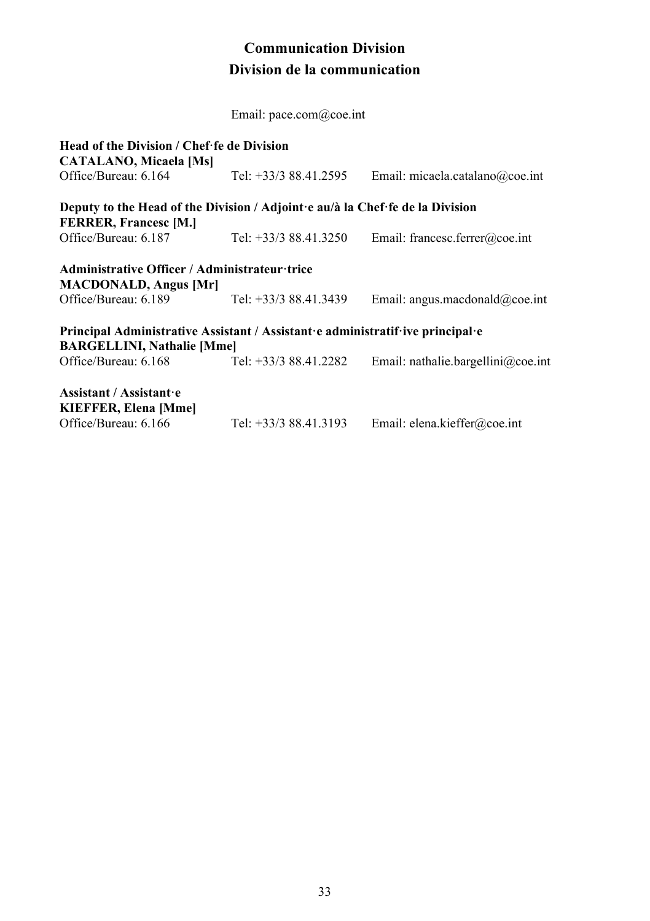# Communication Division
# Division de la communication

Email: pace.com@coe.int

**Head of the Division / Chef·fe de Division**
**CATALANO, Micaela [Ms]**
Office/Bureau: 6.164 Tel: +33/3 88.41.2595 Email: micaela.catalano@coe.int

**Deputy to the Head of the Division / Adjoint·e au/à la Chef·fe de la Division**
**FERRER, Francesc [M.]**
Office/Bureau: 6.187 Tel: +33/3 88.41.3250 Email: francesc.ferrer@coe.int

**Administrative Officer / Administrateur·trice**
**MACDONALD, Angus [Mr]**
Office/Bureau: 6.189 Tel: +33/3 88.41.3439 Email: angus.macdonald@coe.int

**Principal Administrative Assistant / Assistant·e administratif·ive principal·e**
**BARGELLINI, Nathalie [Mme]**
Office/Bureau: 6.168 Tel: +33/3 88.41.2282 Email: nathalie.bargellini@coe.int

**Assistant / Assistant·e**
**KIEFFER, Elena [Mme]**
Office/Bureau: 6.166 Tel: +33/3 88.41.3193 Email: elena.kieffer@coe.int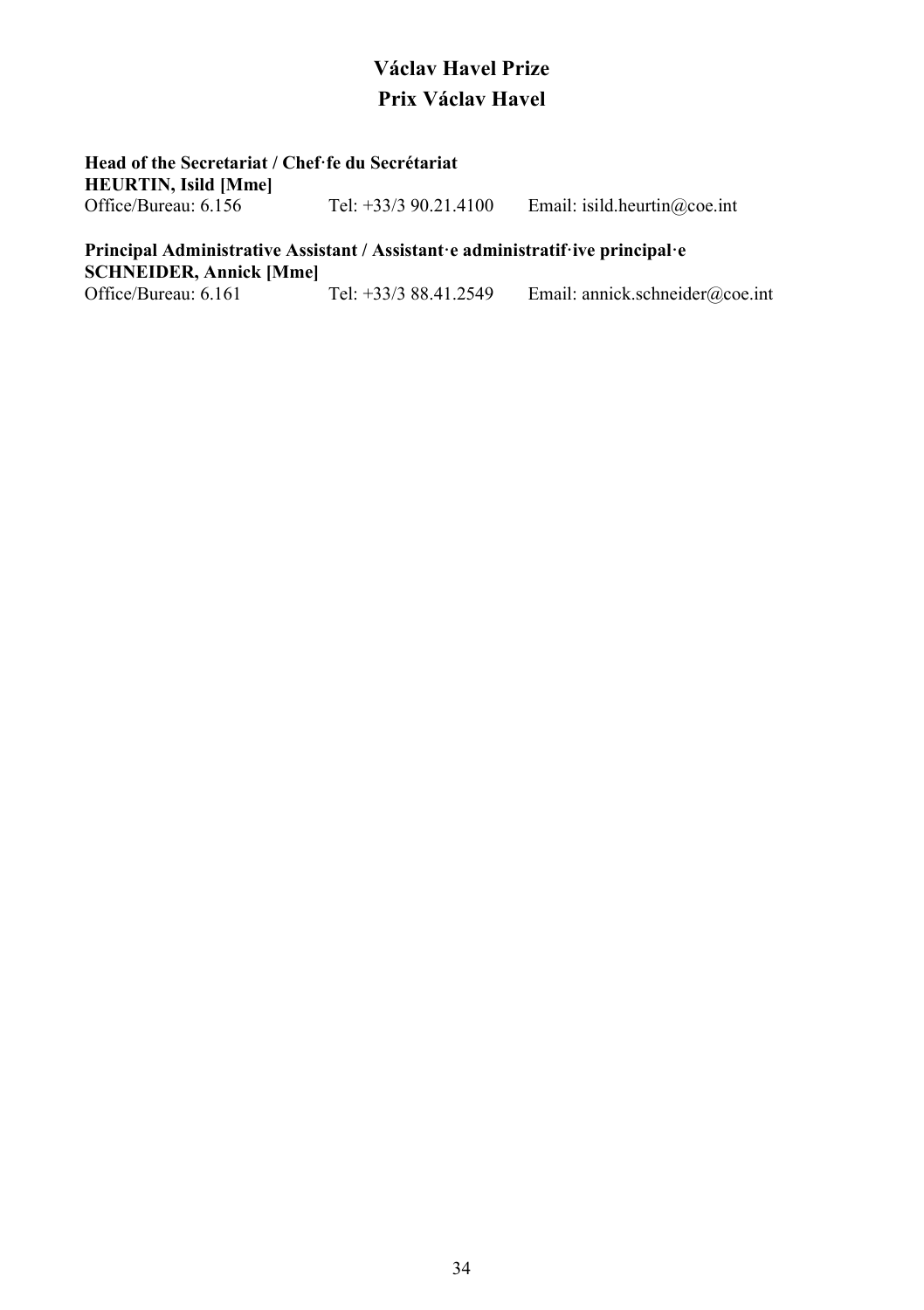# Václav Havel Prize
# Prix Václav Havel

**Head of the Secretariat / Chef·fe du Secrétariat**
**HEURTIN, Isild [Mme]**
Office/Bureau: 6.156 Tel: +33/3 90.21.4100 Email: isild.heurtin@coe.int

**Principal Administrative Assistant / Assistant·e administratif·ive principal·e**
**SCHNEIDER, Annick [Mme]**
Office/Bureau: 6.161 Tel: +33/3 88.41.2549 Email: annick.schneider@coe.int